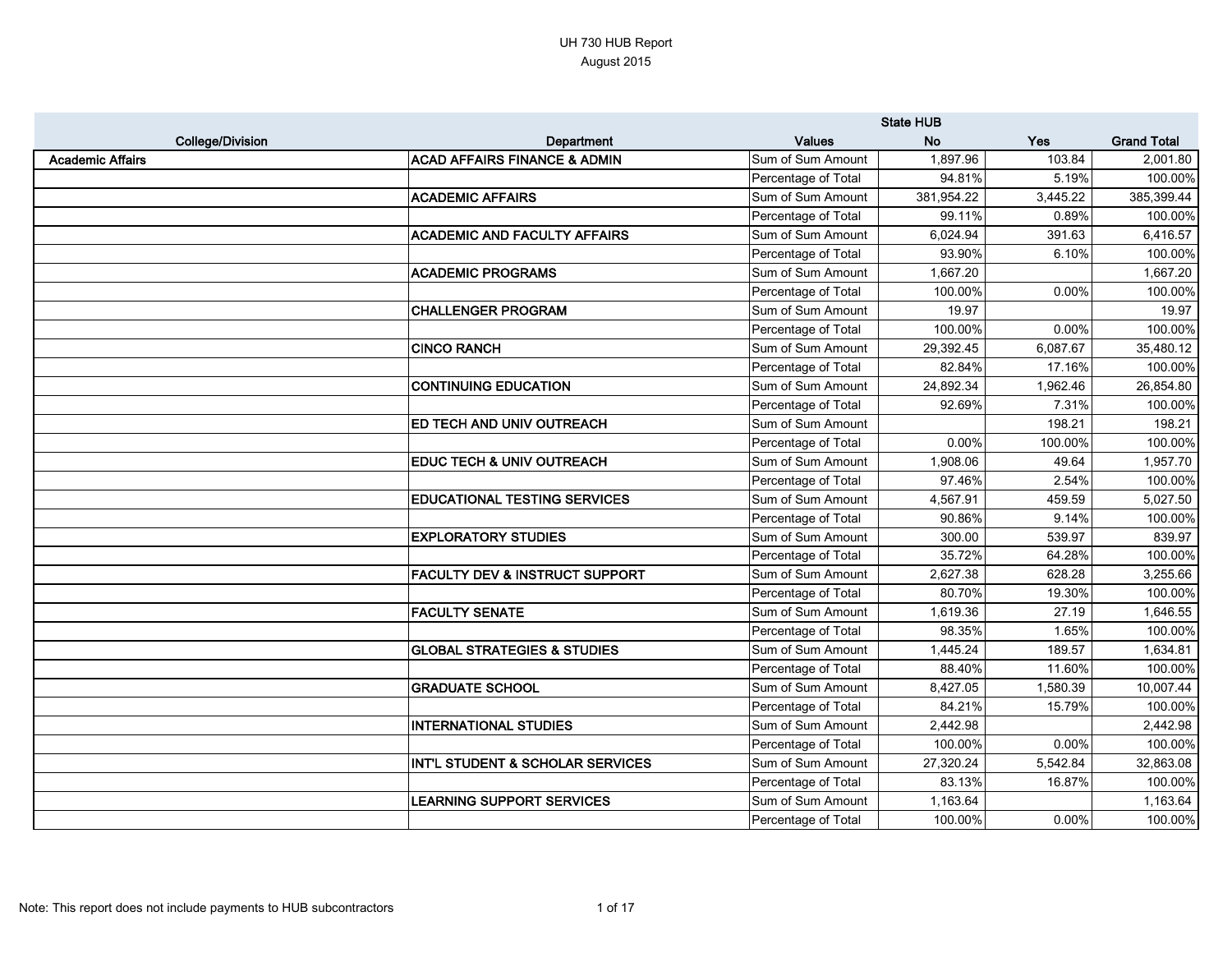# UH 730 HUB Report
August 2015

| College/Division | Department | Values | State HUB No | Yes | Grand Total |
|---|---|---|---|---|---|
| **Academic Affairs** | **ACAD AFFAIRS FINANCE & ADMIN** | Sum of Sum Amount | 1,897.96 | 103.84 | 2,001.80 |
| | | Percentage of Total | 94.81% | 5.19% | 100.00% |
| | **ACADEMIC AFFAIRS** | Sum of Sum Amount | 381,954.22 | 3,445.22 | 385,399.44 |
| | | Percentage of Total | 99.11% | 0.89% | 100.00% |
| | **ACADEMIC AND FACULTY AFFAIRS** | Sum of Sum Amount | 6,024.94 | 391.63 | 6,416.57 |
| | | Percentage of Total | 93.90% | 6.10% | 100.00% |
| | **ACADEMIC PROGRAMS** | Sum of Sum Amount | 1,667.20 | | 1,667.20 |
| | | Percentage of Total | 100.00% | 0.00% | 100.00% |
| | **CHALLENGER PROGRAM** | Sum of Sum Amount | 19.97 | | 19.97 |
| | | Percentage of Total | 100.00% | 0.00% | 100.00% |
| | **CINCO RANCH** | Sum of Sum Amount | 29,392.45 | 6,087.67 | 35,480.12 |
| | | Percentage of Total | 82.84% | 17.16% | 100.00% |
| | **CONTINUING EDUCATION** | Sum of Sum Amount | 24,892.34 | 1,962.46 | 26,854.80 |
| | | Percentage of Total | 92.69% | 7.31% | 100.00% |
| | **ED TECH AND UNIV OUTREACH** | Sum of Sum Amount | | 198.21 | 198.21 |
| | | Percentage of Total | 0.00% | 100.00% | 100.00% |
| | **EDUC TECH & UNIV OUTREACH** | Sum of Sum Amount | 1,908.06 | 49.64 | 1,957.70 |
| | | Percentage of Total | 97.46% | 2.54% | 100.00% |
| | **EDUCATIONAL TESTING SERVICES** | Sum of Sum Amount | 4,567.91 | 459.59 | 5,027.50 |
| | | Percentage of Total | 90.86% | 9.14% | 100.00% |
| | **EXPLORATORY STUDIES** | Sum of Sum Amount | 300.00 | 539.97 | 839.97 |
| | | Percentage of Total | 35.72% | 64.28% | 100.00% |
| | **FACULTY DEV & INSTRUCT SUPPORT** | Sum of Sum Amount | 2,627.38 | 628.28 | 3,255.66 |
| | | Percentage of Total | 80.70% | 19.30% | 100.00% |
| | **FACULTY SENATE** | Sum of Sum Amount | 1,619.36 | 27.19 | 1,646.55 |
| | | Percentage of Total | 98.35% | 1.65% | 100.00% |
| | **GLOBAL STRATEGIES & STUDIES** | Sum of Sum Amount | 1,445.24 | 189.57 | 1,634.81 |
| | | Percentage of Total | 88.40% | 11.60% | 100.00% |
| | **GRADUATE SCHOOL** | Sum of Sum Amount | 8,427.05 | 1,580.39 | 10,007.44 |
| | | Percentage of Total | 84.21% | 15.79% | 100.00% |
| | **INTERNATIONAL STUDIES** | Sum of Sum Amount | 2,442.98 | | 2,442.98 |
| | | Percentage of Total | 100.00% | 0.00% | 100.00% |
| | **INT'L STUDENT & SCHOLAR SERVICES** | Sum of Sum Amount | 27,320.24 | 5,542.84 | 32,863.08 |
| | | Percentage of Total | 83.13% | 16.87% | 100.00% |
| | **LEARNING SUPPORT SERVICES** | Sum of Sum Amount | 1,163.64 | | 1,163.64 |
| | | Percentage of Total | 100.00% | 0.00% | 100.00% |

Note: This report does not include payments to HUB subcontractors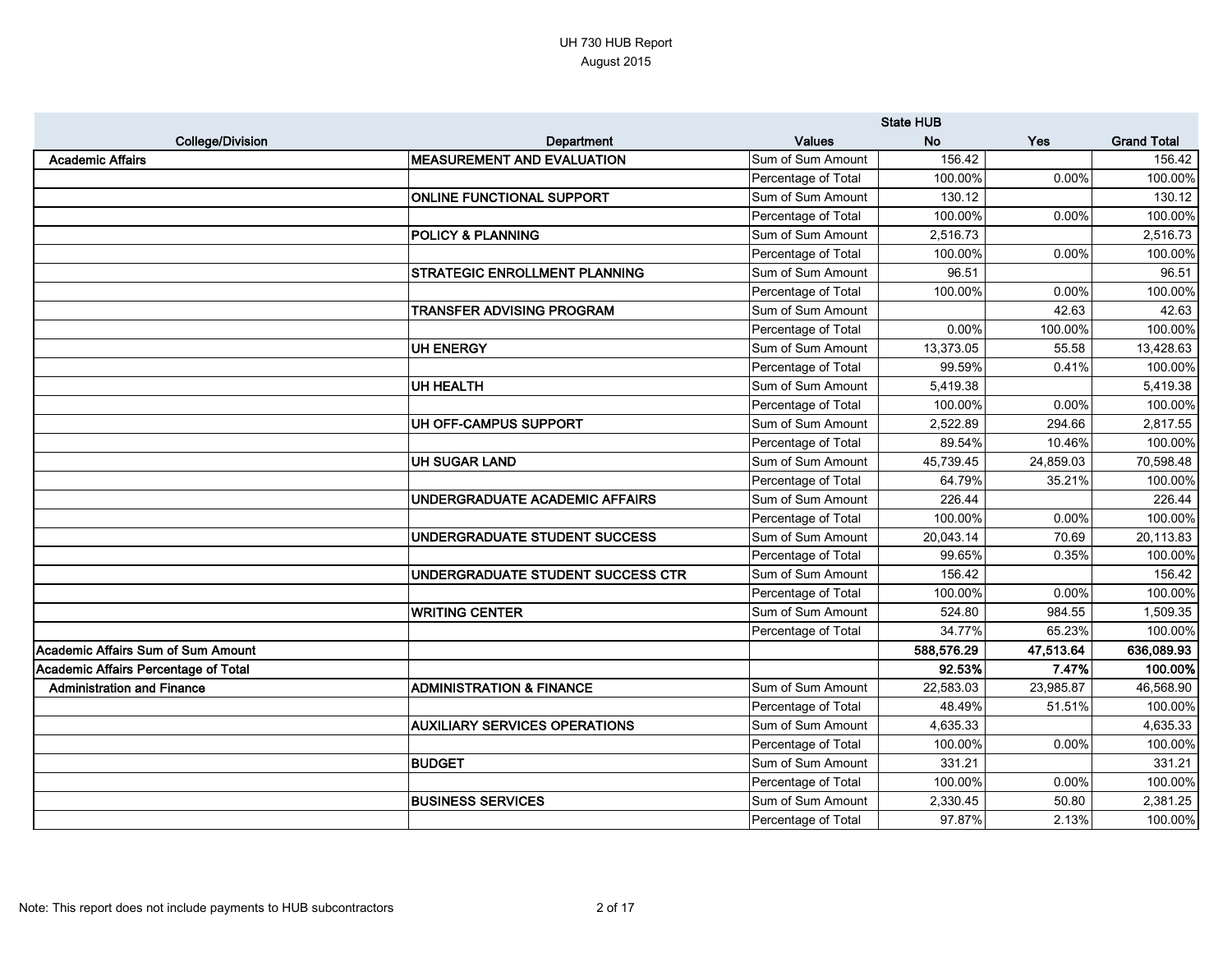UH 730 HUB Report
August 2015

| | | | State HUB | | |
|---|---|---|---|---|---|
| College/Division | Department | Values | No | Yes | Grand Total |
| Academic Affairs | MEASUREMENT AND EVALUATION | Sum of Sum Amount | 156.42 | | 156.42 |
| | | Percentage of Total | 100.00% | 0.00% | 100.00% |
| | ONLINE FUNCTIONAL SUPPORT | Sum of Sum Amount | 130.12 | | 130.12 |
| | | Percentage of Total | 100.00% | 0.00% | 100.00% |
| | POLICY & PLANNING | Sum of Sum Amount | 2,516.73 | | 2,516.73 |
| | | Percentage of Total | 100.00% | 0.00% | 100.00% |
| | STRATEGIC ENROLLMENT PLANNING | Sum of Sum Amount | 96.51 | | 96.51 |
| | | Percentage of Total | 100.00% | 0.00% | 100.00% |
| | TRANSFER ADVISING PROGRAM | Sum of Sum Amount | | 42.63 | 42.63 |
| | | Percentage of Total | 0.00% | 100.00% | 100.00% |
| | UH ENERGY | Sum of Sum Amount | 13,373.05 | 55.58 | 13,428.63 |
| | | Percentage of Total | 99.59% | 0.41% | 100.00% |
| | UH HEALTH | Sum of Sum Amount | 5,419.38 | | 5,419.38 |
| | | Percentage of Total | 100.00% | 0.00% | 100.00% |
| | UH OFF-CAMPUS SUPPORT | Sum of Sum Amount | 2,522.89 | 294.66 | 2,817.55 |
| | | Percentage of Total | 89.54% | 10.46% | 100.00% |
| | UH SUGAR LAND | Sum of Sum Amount | 45,739.45 | 24,859.03 | 70,598.48 |
| | | Percentage of Total | 64.79% | 35.21% | 100.00% |
| | UNDERGRADUATE ACADEMIC AFFAIRS | Sum of Sum Amount | 226.44 | | 226.44 |
| | | Percentage of Total | 100.00% | 0.00% | 100.00% |
| | UNDERGRADUATE STUDENT SUCCESS | Sum of Sum Amount | 20,043.14 | 70.69 | 20,113.83 |
| | | Percentage of Total | 99.65% | 0.35% | 100.00% |
| | UNDERGRADUATE STUDENT SUCCESS CTR | Sum of Sum Amount | 156.42 | | 156.42 |
| | | Percentage of Total | 100.00% | 0.00% | 100.00% |
| | WRITING CENTER | Sum of Sum Amount | 524.80 | 984.55 | 1,509.35 |
| | | Percentage of Total | 34.77% | 65.23% | 100.00% |
| **Academic Affairs Sum of Sum Amount** | | | **588,576.29** | **47,513.64** | **636,089.93** |
| **Academic Affairs Percentage of Total** | | | **92.53%** | **7.47%** | **100.00%** |
| Administration and Finance | ADMINISTRATION & FINANCE | Sum of Sum Amount | 22,583.03 | 23,985.87 | 46,568.90 |
| | | Percentage of Total | 48.49% | 51.51% | 100.00% |
| | AUXILIARY SERVICES OPERATIONS | Sum of Sum Amount | 4,635.33 | | 4,635.33 |
| | | Percentage of Total | 100.00% | 0.00% | 100.00% |
| | BUDGET | Sum of Sum Amount | 331.21 | | 331.21 |
| | | Percentage of Total | 100.00% | 0.00% | 100.00% |
| | BUSINESS SERVICES | Sum of Sum Amount | 2,330.45 | 50.80 | 2,381.25 |
| | | Percentage of Total | 97.87% | 2.13% | 100.00% |

Note: This report does not include payments to HUB subcontractors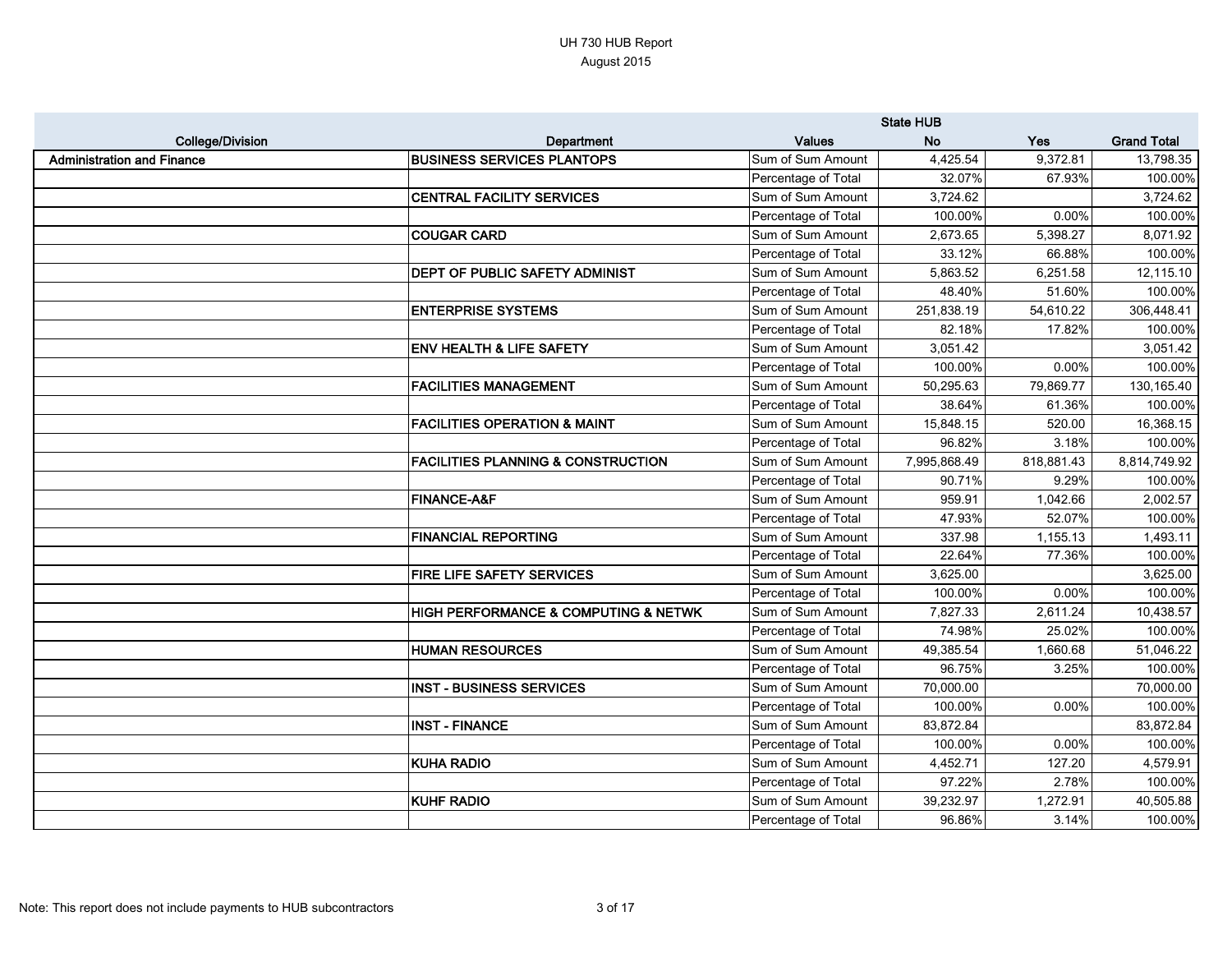UH 730 HUB Report
August 2015

| College/Division | Department | Values | State HUB No | Yes | Grand Total |
|---|---|---|---|---|---|
| **Administration and Finance** | **BUSINESS SERVICES PLANTOPS** | Sum of Sum Amount | 4,425.54 | 9,372.81 | 13,798.35 |
| | | Percentage of Total | 32.07% | 67.93% | 100.00% |
| | **CENTRAL FACILITY SERVICES** | Sum of Sum Amount | 3,724.62 | | 3,724.62 |
| | | Percentage of Total | 100.00% | 0.00% | 100.00% |
| | **COUGAR CARD** | Sum of Sum Amount | 2,673.65 | 5,398.27 | 8,071.92 |
| | | Percentage of Total | 33.12% | 66.88% | 100.00% |
| | **DEPT OF PUBLIC SAFETY ADMINIST** | Sum of Sum Amount | 5,863.52 | 6,251.58 | 12,115.10 |
| | | Percentage of Total | 48.40% | 51.60% | 100.00% |
| | **ENTERPRISE SYSTEMS** | Sum of Sum Amount | 251,838.19 | 54,610.22 | 306,448.41 |
| | | Percentage of Total | 82.18% | 17.82% | 100.00% |
| | **ENV HEALTH & LIFE SAFETY** | Sum of Sum Amount | 3,051.42 | | 3,051.42 |
| | | Percentage of Total | 100.00% | 0.00% | 100.00% |
| | **FACILITIES MANAGEMENT** | Sum of Sum Amount | 50,295.63 | 79,869.77 | 130,165.40 |
| | | Percentage of Total | 38.64% | 61.36% | 100.00% |
| | **FACILITIES OPERATION & MAINT** | Sum of Sum Amount | 15,848.15 | 520.00 | 16,368.15 |
| | | Percentage of Total | 96.82% | 3.18% | 100.00% |
| | **FACILITIES PLANNING & CONSTRUCTION** | Sum of Sum Amount | 7,995,868.49 | 818,881.43 | 8,814,749.92 |
| | | Percentage of Total | 90.71% | 9.29% | 100.00% |
| | **FINANCE-A&F** | Sum of Sum Amount | 959.91 | 1,042.66 | 2,002.57 |
| | | Percentage of Total | 47.93% | 52.07% | 100.00% |
| | **FINANCIAL REPORTING** | Sum of Sum Amount | 337.98 | 1,155.13 | 1,493.11 |
| | | Percentage of Total | 22.64% | 77.36% | 100.00% |
| | **FIRE LIFE SAFETY SERVICES** | Sum of Sum Amount | 3,625.00 | | 3,625.00 |
| | | Percentage of Total | 100.00% | 0.00% | 100.00% |
| | **HIGH PERFORMANCE & COMPUTING & NETWK** | Sum of Sum Amount | 7,827.33 | 2,611.24 | 10,438.57 |
| | | Percentage of Total | 74.98% | 25.02% | 100.00% |
| | **HUMAN RESOURCES** | Sum of Sum Amount | 49,385.54 | 1,660.68 | 51,046.22 |
| | | Percentage of Total | 96.75% | 3.25% | 100.00% |
| | **INST - BUSINESS SERVICES** | Sum of Sum Amount | 70,000.00 | | 70,000.00 |
| | | Percentage of Total | 100.00% | 0.00% | 100.00% |
| | **INST - FINANCE** | Sum of Sum Amount | 83,872.84 | | 83,872.84 |
| | | Percentage of Total | 100.00% | 0.00% | 100.00% |
| | **KUHA RADIO** | Sum of Sum Amount | 4,452.71 | 127.20 | 4,579.91 |
| | | Percentage of Total | 97.22% | 2.78% | 100.00% |
| | **KUHF RADIO** | Sum of Sum Amount | 39,232.97 | 1,272.91 | 40,505.88 |
| | | Percentage of Total | 96.86% | 3.14% | 100.00% |

Note: This report does not include payments to HUB subcontractors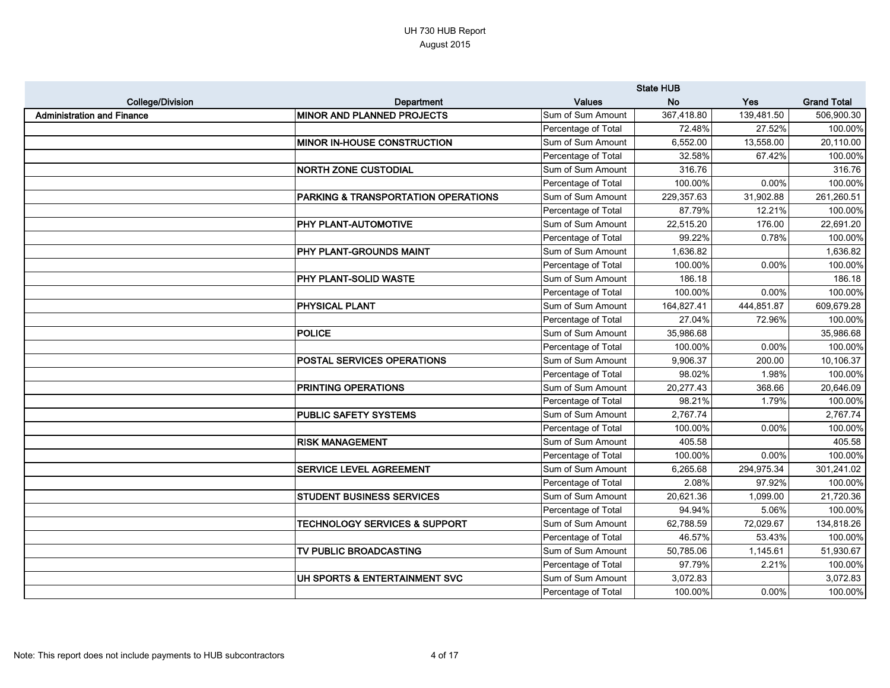UH 730 HUB Report
August 2015

| College/Division | Department | Values | State HUB No | Yes | Grand Total |
|---|---|---|---|---|---|
| **Administration and Finance** | **MINOR AND PLANNED PROJECTS** | Sum of Sum Amount | 367,418.80 | 139,481.50 | 506,900.30 |
| | | Percentage of Total | 72.48% | 27.52% | 100.00% |
| | **MINOR IN-HOUSE CONSTRUCTION** | Sum of Sum Amount | 6,552.00 | 13,558.00 | 20,110.00 |
| | | Percentage of Total | 32.58% | 67.42% | 100.00% |
| | **NORTH ZONE CUSTODIAL** | Sum of Sum Amount | 316.76 | | 316.76 |
| | | Percentage of Total | 100.00% | 0.00% | 100.00% |
| | **PARKING & TRANSPORTATION OPERATIONS** | Sum of Sum Amount | 229,357.63 | 31,902.88 | 261,260.51 |
| | | Percentage of Total | 87.79% | 12.21% | 100.00% |
| | **PHY PLANT-AUTOMOTIVE** | Sum of Sum Amount | 22,515.20 | 176.00 | 22,691.20 |
| | | Percentage of Total | 99.22% | 0.78% | 100.00% |
| | **PHY PLANT-GROUNDS MAINT** | Sum of Sum Amount | 1,636.82 | | 1,636.82 |
| | | Percentage of Total | 100.00% | 0.00% | 100.00% |
| | **PHY PLANT-SOLID WASTE** | Sum of Sum Amount | 186.18 | | 186.18 |
| | | Percentage of Total | 100.00% | 0.00% | 100.00% |
| | **PHYSICAL PLANT** | Sum of Sum Amount | 164,827.41 | 444,851.87 | 609,679.28 |
| | | Percentage of Total | 27.04% | 72.96% | 100.00% |
| | **POLICE** | Sum of Sum Amount | 35,986.68 | | 35,986.68 |
| | | Percentage of Total | 100.00% | 0.00% | 100.00% |
| | **POSTAL SERVICES OPERATIONS** | Sum of Sum Amount | 9,906.37 | 200.00 | 10,106.37 |
| | | Percentage of Total | 98.02% | 1.98% | 100.00% |
| | **PRINTING OPERATIONS** | Sum of Sum Amount | 20,277.43 | 368.66 | 20,646.09 |
| | | Percentage of Total | 98.21% | 1.79% | 100.00% |
| | **PUBLIC SAFETY SYSTEMS** | Sum of Sum Amount | 2,767.74 | | 2,767.74 |
| | | Percentage of Total | 100.00% | 0.00% | 100.00% |
| | **RISK MANAGEMENT** | Sum of Sum Amount | 405.58 | | 405.58 |
| | | Percentage of Total | 100.00% | 0.00% | 100.00% |
| | **SERVICE LEVEL AGREEMENT** | Sum of Sum Amount | 6,265.68 | 294,975.34 | 301,241.02 |
| | | Percentage of Total | 2.08% | 97.92% | 100.00% |
| | **STUDENT BUSINESS SERVICES** | Sum of Sum Amount | 20,621.36 | 1,099.00 | 21,720.36 |
| | | Percentage of Total | 94.94% | 5.06% | 100.00% |
| | **TECHNOLOGY SERVICES & SUPPORT** | Sum of Sum Amount | 62,788.59 | 72,029.67 | 134,818.26 |
| | | Percentage of Total | 46.57% | 53.43% | 100.00% |
| | **TV PUBLIC BROADCASTING** | Sum of Sum Amount | 50,785.06 | 1,145.61 | 51,930.67 |
| | | Percentage of Total | 97.79% | 2.21% | 100.00% |
| | **UH SPORTS & ENTERTAINMENT SVC** | Sum of Sum Amount | 3,072.83 | | 3,072.83 |
| | | Percentage of Total | 100.00% | 0.00% | 100.00% |

Note: This report does not include payments to HUB subcontractors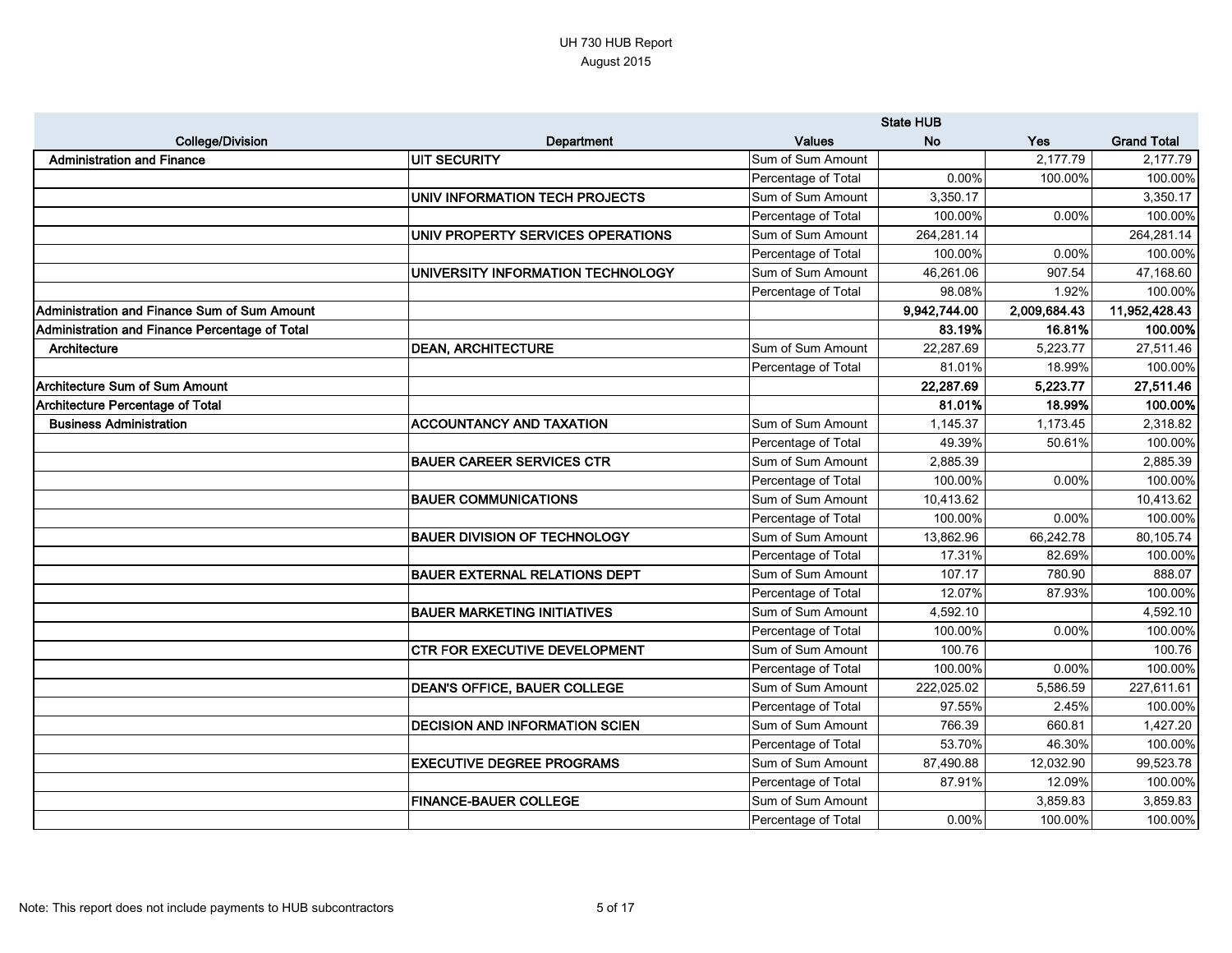UH 730 HUB Report
August 2015

| College/Division | Department | Values | State HUB No | Yes | Grand Total |
|---|---|---|---|---|---|
| **Administration and Finance** | **UIT SECURITY** | Sum of Sum Amount | | 2,177.79 | 2,177.79 |
| | | Percentage of Total | 0.00% | 100.00% | 100.00% |
| | **UNIV INFORMATION TECH PROJECTS** | Sum of Sum Amount | 3,350.17 | | 3,350.17 |
| | | Percentage of Total | 100.00% | 0.00% | 100.00% |
| | **UNIV PROPERTY SERVICES OPERATIONS** | Sum of Sum Amount | 264,281.14 | | 264,281.14 |
| | | Percentage of Total | 100.00% | 0.00% | 100.00% |
| | **UNIVERSITY INFORMATION TECHNOLOGY** | Sum of Sum Amount | 46,261.06 | 907.54 | 47,168.60 |
| | | Percentage of Total | 98.08% | 1.92% | 100.00% |
| **Administration and Finance Sum of Sum Amount** | | | **9,942,744.00** | **2,009,684.43** | **11,952,428.43** |
| **Administration and Finance Percentage of Total** | | | **83.19%** | **16.81%** | **100.00%** |
| **Architecture** | **DEAN, ARCHITECTURE** | Sum of Sum Amount | 22,287.69 | 5,223.77 | 27,511.46 |
| | | Percentage of Total | 81.01% | 18.99% | 100.00% |
| **Architecture Sum of Sum Amount** | | | **22,287.69** | **5,223.77** | **27,511.46** |
| **Architecture Percentage of Total** | | | **81.01%** | **18.99%** | **100.00%** |
| **Business Administration** | **ACCOUNTANCY AND TAXATION** | Sum of Sum Amount | 1,145.37 | 1,173.45 | 2,318.82 |
| | | Percentage of Total | 49.39% | 50.61% | 100.00% |
| | **BAUER CAREER SERVICES CTR** | Sum of Sum Amount | 2,885.39 | | 2,885.39 |
| | | Percentage of Total | 100.00% | 0.00% | 100.00% |
| | **BAUER COMMUNICATIONS** | Sum of Sum Amount | 10,413.62 | | 10,413.62 |
| | | Percentage of Total | 100.00% | 0.00% | 100.00% |
| | **BAUER DIVISION OF TECHNOLOGY** | Sum of Sum Amount | 13,862.96 | 66,242.78 | 80,105.74 |
| | | Percentage of Total | 17.31% | 82.69% | 100.00% |
| | **BAUER EXTERNAL RELATIONS DEPT** | Sum of Sum Amount | 107.17 | 780.90 | 888.07 |
| | | Percentage of Total | 12.07% | 87.93% | 100.00% |
| | **BAUER MARKETING INITIATIVES** | Sum of Sum Amount | 4,592.10 | | 4,592.10 |
| | | Percentage of Total | 100.00% | 0.00% | 100.00% |
| | **CTR FOR EXECUTIVE DEVELOPMENT** | Sum of Sum Amount | 100.76 | | 100.76 |
| | | Percentage of Total | 100.00% | 0.00% | 100.00% |
| | **DEAN'S OFFICE, BAUER COLLEGE** | Sum of Sum Amount | 222,025.02 | 5,586.59 | 227,611.61 |
| | | Percentage of Total | 97.55% | 2.45% | 100.00% |
| | **DECISION AND INFORMATION SCIEN** | Sum of Sum Amount | 766.39 | 660.81 | 1,427.20 |
| | | Percentage of Total | 53.70% | 46.30% | 100.00% |
| | **EXECUTIVE DEGREE PROGRAMS** | Sum of Sum Amount | 87,490.88 | 12,032.90 | 99,523.78 |
| | | Percentage of Total | 87.91% | 12.09% | 100.00% |
| | **FINANCE-BAUER COLLEGE** | Sum of Sum Amount | | 3,859.83 | 3,859.83 |
| | | Percentage of Total | 0.00% | 100.00% | 100.00% |

Note: This report does not include payments to HUB subcontractors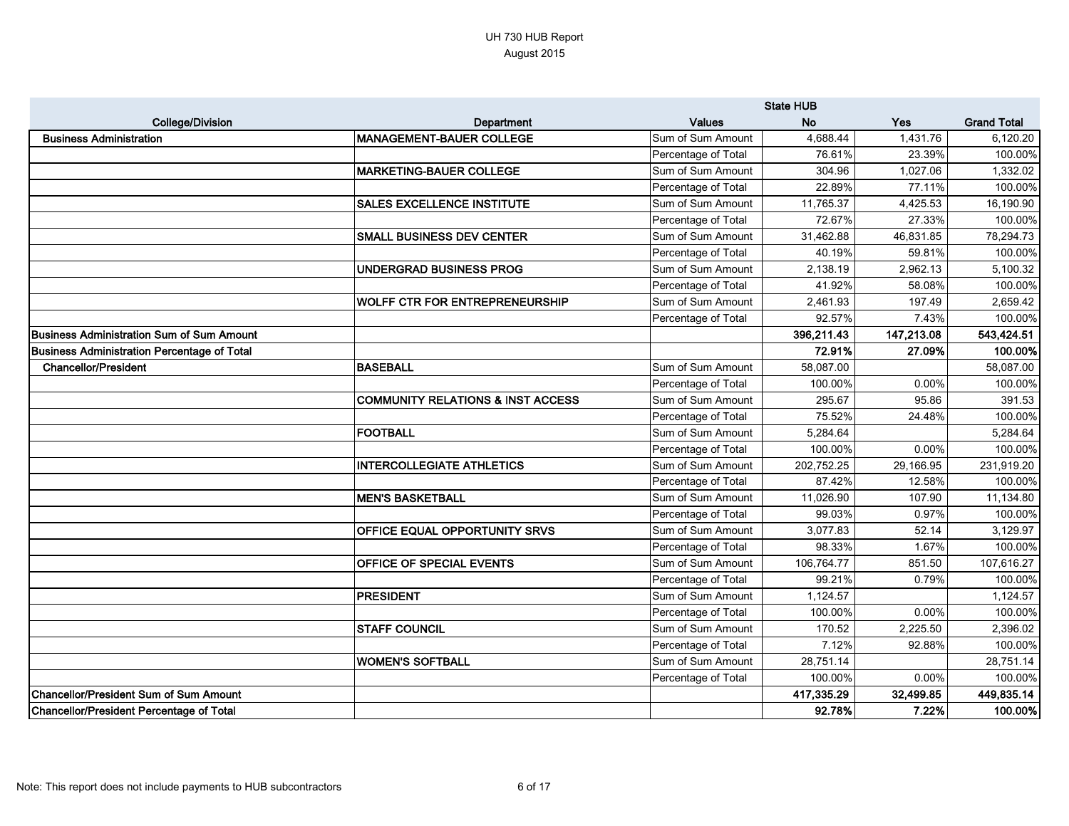UH 730 HUB Report
August 2015

| College/Division | Department | Values | State HUB No | Yes | Grand Total |
|---|---|---|---|---|---|
| **Business Administration** | **MANAGEMENT-BAUER COLLEGE** | Sum of Sum Amount | 4,688.44 | 1,431.76 | 6,120.20 |
| | | Percentage of Total | 76.61% | 23.39% | 100.00% |
| | **MARKETING-BAUER COLLEGE** | Sum of Sum Amount | 304.96 | 1,027.06 | 1,332.02 |
| | | Percentage of Total | 22.89% | 77.11% | 100.00% |
| | **SALES EXCELLENCE INSTITUTE** | Sum of Sum Amount | 11,765.37 | 4,425.53 | 16,190.90 |
| | | Percentage of Total | 72.67% | 27.33% | 100.00% |
| | **SMALL BUSINESS DEV CENTER** | Sum of Sum Amount | 31,462.88 | 46,831.85 | 78,294.73 |
| | | Percentage of Total | 40.19% | 59.81% | 100.00% |
| | **UNDERGRAD BUSINESS PROG** | Sum of Sum Amount | 2,138.19 | 2,962.13 | 5,100.32 |
| | | Percentage of Total | 41.92% | 58.08% | 100.00% |
| | **WOLFF CTR FOR ENTREPRENEURSHIP** | Sum of Sum Amount | 2,461.93 | 197.49 | 2,659.42 |
| | | Percentage of Total | 92.57% | 7.43% | 100.00% |
| **Business Administration Sum of Sum Amount** | | | **396,211.43** | **147,213.08** | **543,424.51** |
| **Business Administration Percentage of Total** | | | **72.91%** | **27.09%** | **100.00%** |
| **Chancellor/President** | **BASEBALL** | Sum of Sum Amount | 58,087.00 | | 58,087.00 |
| | | Percentage of Total | 100.00% | 0.00% | 100.00% |
| | **COMMUNITY RELATIONS & INST ACCESS** | Sum of Sum Amount | 295.67 | 95.86 | 391.53 |
| | | Percentage of Total | 75.52% | 24.48% | 100.00% |
| | **FOOTBALL** | Sum of Sum Amount | 5,284.64 | | 5,284.64 |
| | | Percentage of Total | 100.00% | 0.00% | 100.00% |
| | **INTERCOLLEGIATE ATHLETICS** | Sum of Sum Amount | 202,752.25 | 29,166.95 | 231,919.20 |
| | | Percentage of Total | 87.42% | 12.58% | 100.00% |
| | **MEN'S BASKETBALL** | Sum of Sum Amount | 11,026.90 | 107.90 | 11,134.80 |
| | | Percentage of Total | 99.03% | 0.97% | 100.00% |
| | **OFFICE EQUAL OPPORTUNITY SRVS** | Sum of Sum Amount | 3,077.83 | 52.14 | 3,129.97 |
| | | Percentage of Total | 98.33% | 1.67% | 100.00% |
| | **OFFICE OF SPECIAL EVENTS** | Sum of Sum Amount | 106,764.77 | 851.50 | 107,616.27 |
| | | Percentage of Total | 99.21% | 0.79% | 100.00% |
| | **PRESIDENT** | Sum of Sum Amount | 1,124.57 | | 1,124.57 |
| | | Percentage of Total | 100.00% | 0.00% | 100.00% |
| | **STAFF COUNCIL** | Sum of Sum Amount | 170.52 | 2,225.50 | 2,396.02 |
| | | Percentage of Total | 7.12% | 92.88% | 100.00% |
| | **WOMEN'S SOFTBALL** | Sum of Sum Amount | 28,751.14 | | 28,751.14 |
| | | Percentage of Total | 100.00% | 0.00% | 100.00% |
| **Chancellor/President Sum of Sum Amount** | | | **417,335.29** | **32,499.85** | **449,835.14** |
| **Chancellor/President Percentage of Total** | | | **92.78%** | **7.22%** | **100.00%** |

Note: This report does not include payments to HUB subcontractors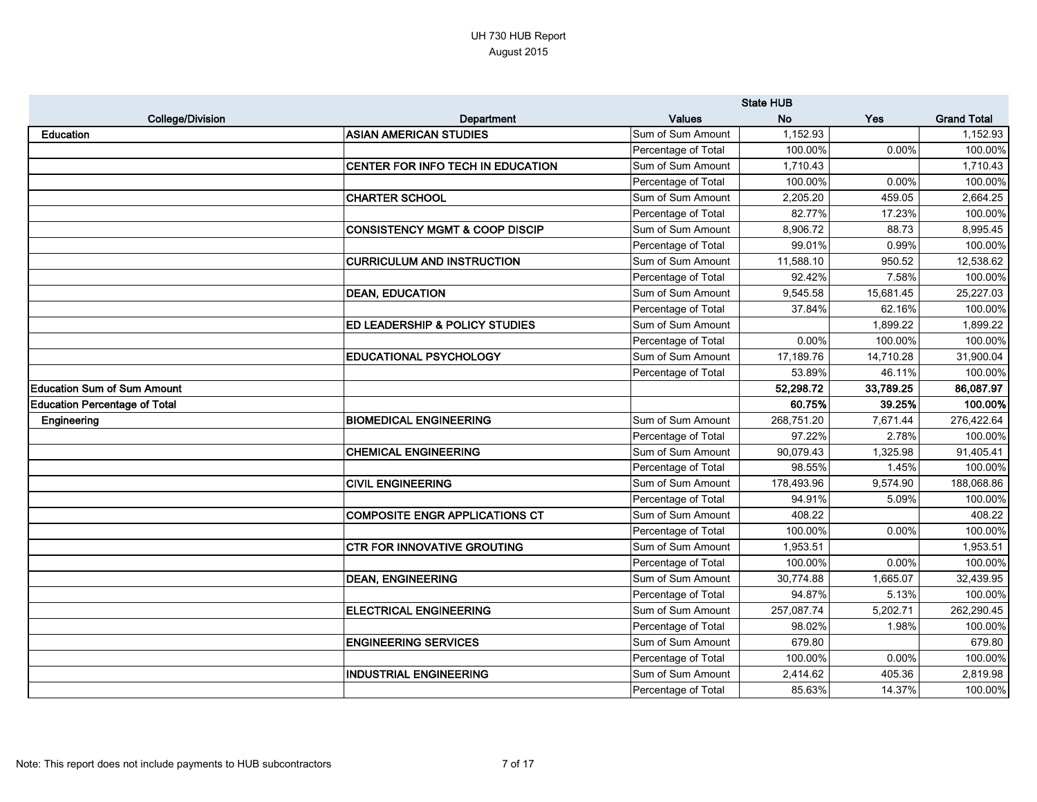UH 730 HUB Report
August 2015

| College/Division | Department | Values | State HUB No | State HUB Yes | Grand Total |
|---|---|---|---|---|---|
| Education | ASIAN AMERICAN STUDIES | Sum of Sum Amount | 1,152.93 | | 1,152.93 |
| | | Percentage of Total | 100.00% | 0.00% | 100.00% |
| | CENTER FOR INFO TECH IN EDUCATION | Sum of Sum Amount | 1,710.43 | | 1,710.43 |
| | | Percentage of Total | 100.00% | 0.00% | 100.00% |
| | CHARTER SCHOOL | Sum of Sum Amount | 2,205.20 | 459.05 | 2,664.25 |
| | | Percentage of Total | 82.77% | 17.23% | 100.00% |
| | CONSISTENCY MGMT & COOP DISCIP | Sum of Sum Amount | 8,906.72 | 88.73 | 8,995.45 |
| | | Percentage of Total | 99.01% | 0.99% | 100.00% |
| | CURRICULUM AND INSTRUCTION | Sum of Sum Amount | 11,588.10 | 950.52 | 12,538.62 |
| | | Percentage of Total | 92.42% | 7.58% | 100.00% |
| | DEAN, EDUCATION | Sum of Sum Amount | 9,545.58 | 15,681.45 | 25,227.03 |
| | | Percentage of Total | 37.84% | 62.16% | 100.00% |
| | ED LEADERSHIP & POLICY STUDIES | Sum of Sum Amount | | 1,899.22 | 1,899.22 |
| | | Percentage of Total | 0.00% | 100.00% | 100.00% |
| | EDUCATIONAL PSYCHOLOGY | Sum of Sum Amount | 17,189.76 | 14,710.28 | 31,900.04 |
| | | Percentage of Total | 53.89% | 46.11% | 100.00% |
| **Education Sum of Sum Amount** | | | **52,298.72** | **33,789.25** | **86,087.97** |
| **Education Percentage of Total** | | | **60.75%** | **39.25%** | **100.00%** |
| Engineering | BIOMEDICAL ENGINEERING | Sum of Sum Amount | 268,751.20 | 7,671.44 | 276,422.64 |
| | | Percentage of Total | 97.22% | 2.78% | 100.00% |
| | CHEMICAL ENGINEERING | Sum of Sum Amount | 90,079.43 | 1,325.98 | 91,405.41 |
| | | Percentage of Total | 98.55% | 1.45% | 100.00% |
| | CIVIL ENGINEERING | Sum of Sum Amount | 178,493.96 | 9,574.90 | 188,068.86 |
| | | Percentage of Total | 94.91% | 5.09% | 100.00% |
| | COMPOSITE ENGR APPLICATIONS CT | Sum of Sum Amount | 408.22 | | 408.22 |
| | | Percentage of Total | 100.00% | 0.00% | 100.00% |
| | CTR FOR INNOVATIVE GROUTING | Sum of Sum Amount | 1,953.51 | | 1,953.51 |
| | | Percentage of Total | 100.00% | 0.00% | 100.00% |
| | DEAN, ENGINEERING | Sum of Sum Amount | 30,774.88 | 1,665.07 | 32,439.95 |
| | | Percentage of Total | 94.87% | 5.13% | 100.00% |
| | ELECTRICAL ENGINEERING | Sum of Sum Amount | 257,087.74 | 5,202.71 | 262,290.45 |
| | | Percentage of Total | 98.02% | 1.98% | 100.00% |
| | ENGINEERING SERVICES | Sum of Sum Amount | 679.80 | | 679.80 |
| | | Percentage of Total | 100.00% | 0.00% | 100.00% |
| | INDUSTRIAL ENGINEERING | Sum of Sum Amount | 2,414.62 | 405.36 | 2,819.98 |
| | | Percentage of Total | 85.63% | 14.37% | 100.00% |

Note: This report does not include payments to HUB subcontractors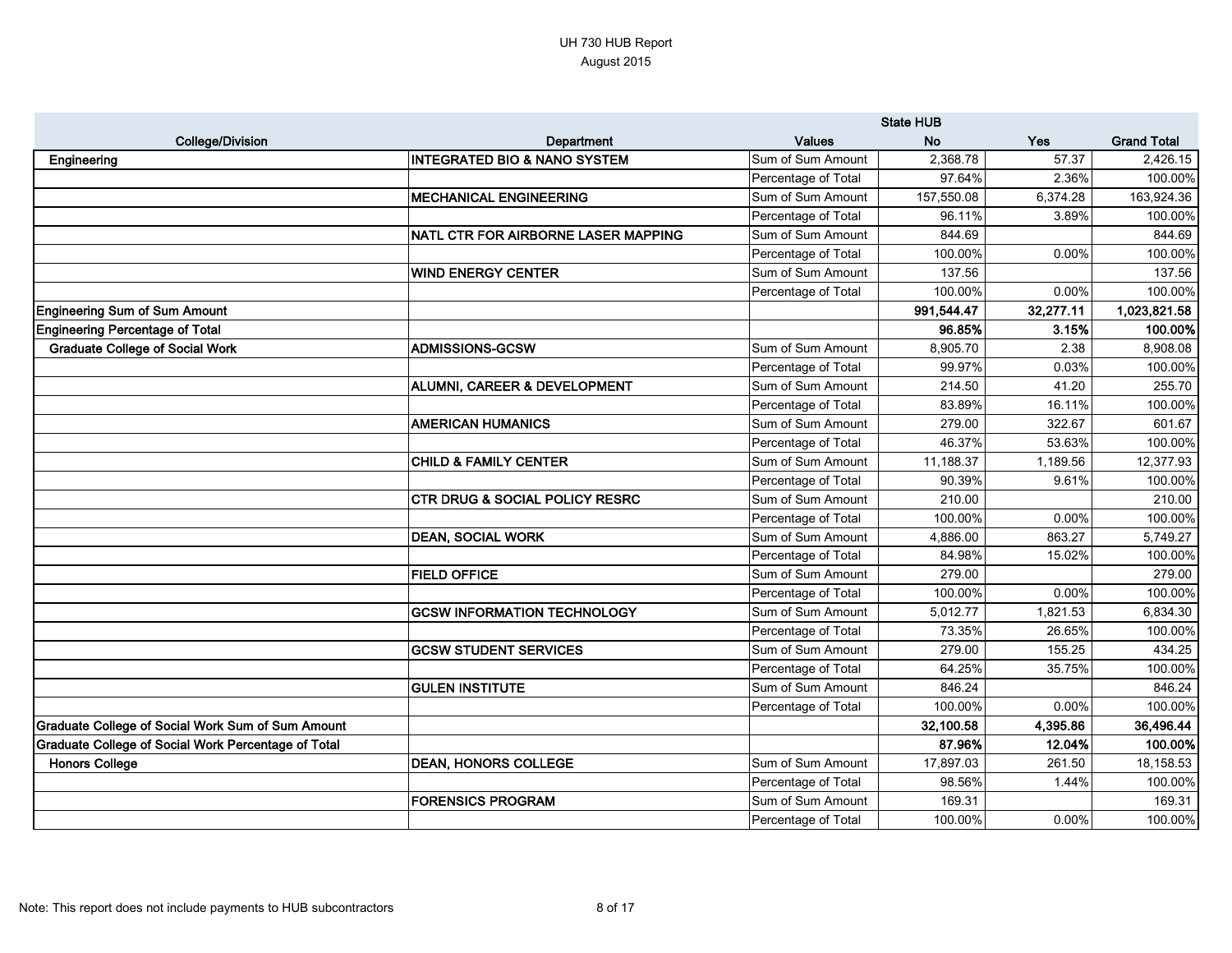UH 730 HUB Report
August 2015

| College/Division | Department | Values | State HUB No | Yes | Grand Total |
|---|---|---|---|---|---|
| Engineering | INTEGRATED BIO & NANO SYSTEM | Sum of Sum Amount | 2,368.78 | 57.37 | 2,426.15 |
| | | Percentage of Total | 97.64% | 2.36% | 100.00% |
| | MECHANICAL ENGINEERING | Sum of Sum Amount | 157,550.08 | 6,374.28 | 163,924.36 |
| | | Percentage of Total | 96.11% | 3.89% | 100.00% |
| | NATL CTR FOR AIRBORNE LASER MAPPING | Sum of Sum Amount | 844.69 | | 844.69 |
| | | Percentage of Total | 100.00% | 0.00% | 100.00% |
| | WIND ENERGY CENTER | Sum of Sum Amount | 137.56 | | 137.56 |
| | | Percentage of Total | 100.00% | 0.00% | 100.00% |
| **Engineering Sum of Sum Amount** | | | **991,544.47** | **32,277.11** | **1,023,821.58** |
| **Engineering Percentage of Total** | | | **96.85%** | **3.15%** | **100.00%** |
| Graduate College of Social Work | ADMISSIONS-GCSW | Sum of Sum Amount | 8,905.70 | 2.38 | 8,908.08 |
| | | Percentage of Total | 99.97% | 0.03% | 100.00% |
| | ALUMNI, CAREER & DEVELOPMENT | Sum of Sum Amount | 214.50 | 41.20 | 255.70 |
| | | Percentage of Total | 83.89% | 16.11% | 100.00% |
| | AMERICAN HUMANICS | Sum of Sum Amount | 279.00 | 322.67 | 601.67 |
| | | Percentage of Total | 46.37% | 53.63% | 100.00% |
| | CHILD & FAMILY CENTER | Sum of Sum Amount | 11,188.37 | 1,189.56 | 12,377.93 |
| | | Percentage of Total | 90.39% | 9.61% | 100.00% |
| | CTR DRUG & SOCIAL POLICY RESRC | Sum of Sum Amount | 210.00 | | 210.00 |
| | | Percentage of Total | 100.00% | 0.00% | 100.00% |
| | DEAN, SOCIAL WORK | Sum of Sum Amount | 4,886.00 | 863.27 | 5,749.27 |
| | | Percentage of Total | 84.98% | 15.02% | 100.00% |
| | FIELD OFFICE | Sum of Sum Amount | 279.00 | | 279.00 |
| | | Percentage of Total | 100.00% | 0.00% | 100.00% |
| | GCSW INFORMATION TECHNOLOGY | Sum of Sum Amount | 5,012.77 | 1,821.53 | 6,834.30 |
| | | Percentage of Total | 73.35% | 26.65% | 100.00% |
| | GCSW STUDENT SERVICES | Sum of Sum Amount | 279.00 | 155.25 | 434.25 |
| | | Percentage of Total | 64.25% | 35.75% | 100.00% |
| | GULEN INSTITUTE | Sum of Sum Amount | 846.24 | | 846.24 |
| | | Percentage of Total | 100.00% | 0.00% | 100.00% |
| **Graduate College of Social Work Sum of Sum Amount** | | | **32,100.58** | **4,395.86** | **36,496.44** |
| **Graduate College of Social Work Percentage of Total** | | | **87.96%** | **12.04%** | **100.00%** |
| Honors College | DEAN, HONORS COLLEGE | Sum of Sum Amount | 17,897.03 | 261.50 | 18,158.53 |
| | | Percentage of Total | 98.56% | 1.44% | 100.00% |
| | FORENSICS PROGRAM | Sum of Sum Amount | 169.31 | | 169.31 |
| | | Percentage of Total | 100.00% | 0.00% | 100.00% |

Note: This report does not include payments to HUB subcontractors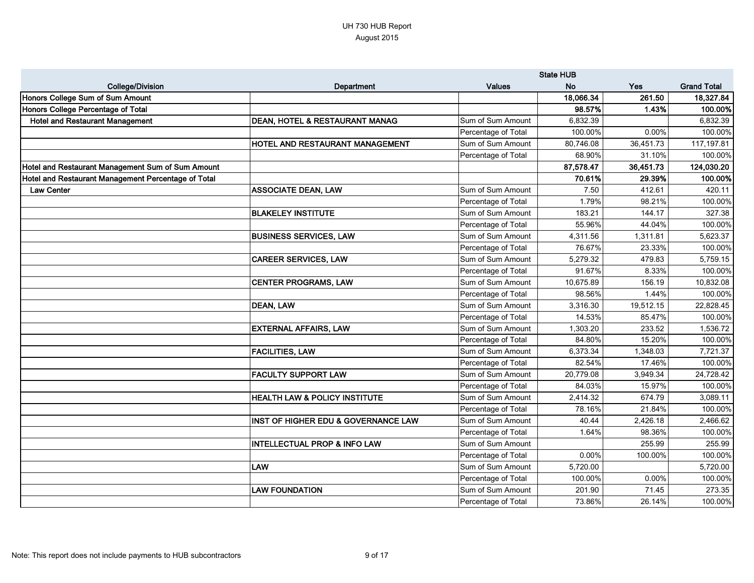UH 730 HUB Report
August 2015

| College/Division | Department | Values | State HUB No | Yes | Grand Total |
|---|---|---|---|---|---|
| **Honors College Sum of Sum Amount** | | | **18,066.34** | **261.50** | **18,327.84** |
| **Honors College Percentage of Total** | | | **98.57%** | **1.43%** | **100.00%** |
| **Hotel and Restaurant Management** | **DEAN, HOTEL & RESTAURANT MANAG** | Sum of Sum Amount | 6,832.39 | | 6,832.39 |
| | | Percentage of Total | 100.00% | 0.00% | 100.00% |
| | **HOTEL AND RESTAURANT MANAGEMENT** | Sum of Sum Amount | 80,746.08 | 36,451.73 | 117,197.81 |
| | | Percentage of Total | 68.90% | 31.10% | 100.00% |
| **Hotel and Restaurant Management Sum of Sum Amount** | | | **87,578.47** | **36,451.73** | **124,030.20** |
| **Hotel and Restaurant Management Percentage of Total** | | | **70.61%** | **29.39%** | **100.00%** |
| **Law Center** | **ASSOCIATE DEAN, LAW** | Sum of Sum Amount | 7.50 | 412.61 | 420.11 |
| | | Percentage of Total | 1.79% | 98.21% | 100.00% |
| | **BLAKELEY INSTITUTE** | Sum of Sum Amount | 183.21 | 144.17 | 327.38 |
| | | Percentage of Total | 55.96% | 44.04% | 100.00% |
| | **BUSINESS SERVICES, LAW** | Sum of Sum Amount | 4,311.56 | 1,311.81 | 5,623.37 |
| | | Percentage of Total | 76.67% | 23.33% | 100.00% |
| | **CAREER SERVICES, LAW** | Sum of Sum Amount | 5,279.32 | 479.83 | 5,759.15 |
| | | Percentage of Total | 91.67% | 8.33% | 100.00% |
| | **CENTER PROGRAMS, LAW** | Sum of Sum Amount | 10,675.89 | 156.19 | 10,832.08 |
| | | Percentage of Total | 98.56% | 1.44% | 100.00% |
| | **DEAN, LAW** | Sum of Sum Amount | 3,316.30 | 19,512.15 | 22,828.45 |
| | | Percentage of Total | 14.53% | 85.47% | 100.00% |
| | **EXTERNAL AFFAIRS, LAW** | Sum of Sum Amount | 1,303.20 | 233.52 | 1,536.72 |
| | | Percentage of Total | 84.80% | 15.20% | 100.00% |
| | **FACILITIES, LAW** | Sum of Sum Amount | 6,373.34 | 1,348.03 | 7,721.37 |
| | | Percentage of Total | 82.54% | 17.46% | 100.00% |
| | **FACULTY SUPPORT LAW** | Sum of Sum Amount | 20,779.08 | 3,949.34 | 24,728.42 |
| | | Percentage of Total | 84.03% | 15.97% | 100.00% |
| | **HEALTH LAW & POLICY INSTITUTE** | Sum of Sum Amount | 2,414.32 | 674.79 | 3,089.11 |
| | | Percentage of Total | 78.16% | 21.84% | 100.00% |
| | **INST OF HIGHER EDU & GOVERNANCE LAW** | Sum of Sum Amount | 40.44 | 2,426.18 | 2,466.62 |
| | | Percentage of Total | 1.64% | 98.36% | 100.00% |
| | **INTELLECTUAL PROP & INFO LAW** | Sum of Sum Amount | | 255.99 | 255.99 |
| | | Percentage of Total | 0.00% | 100.00% | 100.00% |
| | **LAW** | Sum of Sum Amount | 5,720.00 | | 5,720.00 |
| | | Percentage of Total | 100.00% | 0.00% | 100.00% |
| | **LAW FOUNDATION** | Sum of Sum Amount | 201.90 | 71.45 | 273.35 |
| | | Percentage of Total | 73.86% | 26.14% | 100.00% |

Note: This report does not include payments to HUB subcontractors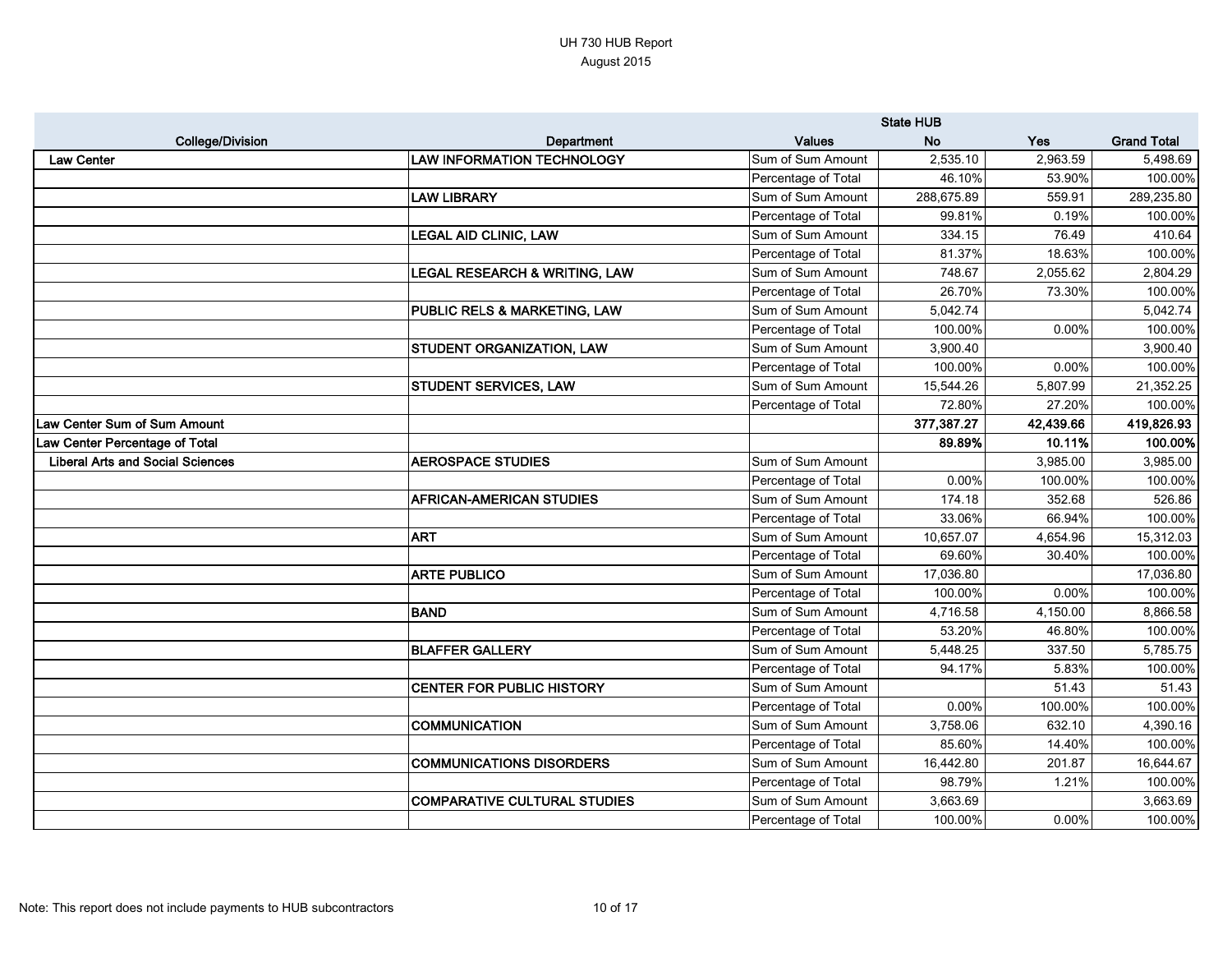# UH 730 HUB Report
August 2015

| College/Division | Department | Values | State HUB No | Yes | Grand Total |
|---|---|---|---|---|---|
| Law Center | LAW INFORMATION TECHNOLOGY | Sum of Sum Amount | 2,535.10 | 2,963.59 | 5,498.69 |
| | | Percentage of Total | 46.10% | 53.90% | 100.00% |
| | LAW LIBRARY | Sum of Sum Amount | 288,675.89 | 559.91 | 289,235.80 |
| | | Percentage of Total | 99.81% | 0.19% | 100.00% |
| | LEGAL AID CLINIC, LAW | Sum of Sum Amount | 334.15 | 76.49 | 410.64 |
| | | Percentage of Total | 81.37% | 18.63% | 100.00% |
| | LEGAL RESEARCH & WRITING, LAW | Sum of Sum Amount | 748.67 | 2,055.62 | 2,804.29 |
| | | Percentage of Total | 26.70% | 73.30% | 100.00% |
| | PUBLIC RELS & MARKETING, LAW | Sum of Sum Amount | 5,042.74 | | 5,042.74 |
| | | Percentage of Total | 100.00% | 0.00% | 100.00% |
| | STUDENT ORGANIZATION, LAW | Sum of Sum Amount | 3,900.40 | | 3,900.40 |
| | | Percentage of Total | 100.00% | 0.00% | 100.00% |
| | STUDENT SERVICES, LAW | Sum of Sum Amount | 15,544.26 | 5,807.99 | 21,352.25 |
| | | Percentage of Total | 72.80% | 27.20% | 100.00% |
| **Law Center Sum of Sum Amount** | | | **377,387.27** | **42,439.66** | **419,826.93** |
| **Law Center Percentage of Total** | | | **89.89%** | **10.11%** | **100.00%** |
| Liberal Arts and Social Sciences | AEROSPACE STUDIES | Sum of Sum Amount | | 3,985.00 | 3,985.00 |
| | | Percentage of Total | 0.00% | 100.00% | 100.00% |
| | AFRICAN-AMERICAN STUDIES | Sum of Sum Amount | 174.18 | 352.68 | 526.86 |
| | | Percentage of Total | 33.06% | 66.94% | 100.00% |
| | ART | Sum of Sum Amount | 10,657.07 | 4,654.96 | 15,312.03 |
| | | Percentage of Total | 69.60% | 30.40% | 100.00% |
| | ARTE PUBLICO | Sum of Sum Amount | 17,036.80 | | 17,036.80 |
| | | Percentage of Total | 100.00% | 0.00% | 100.00% |
| | BAND | Sum of Sum Amount | 4,716.58 | 4,150.00 | 8,866.58 |
| | | Percentage of Total | 53.20% | 46.80% | 100.00% |
| | BLAFFER GALLERY | Sum of Sum Amount | 5,448.25 | 337.50 | 5,785.75 |
| | | Percentage of Total | 94.17% | 5.83% | 100.00% |
| | CENTER FOR PUBLIC HISTORY | Sum of Sum Amount | | 51.43 | 51.43 |
| | | Percentage of Total | 0.00% | 100.00% | 100.00% |
| | COMMUNICATION | Sum of Sum Amount | 3,758.06 | 632.10 | 4,390.16 |
| | | Percentage of Total | 85.60% | 14.40% | 100.00% |
| | COMMUNICATIONS DISORDERS | Sum of Sum Amount | 16,442.80 | 201.87 | 16,644.67 |
| | | Percentage of Total | 98.79% | 1.21% | 100.00% |
| | COMPARATIVE CULTURAL STUDIES | Sum of Sum Amount | 3,663.69 | | 3,663.69 |
| | | Percentage of Total | 100.00% | 0.00% | 100.00% |

Note: This report does not include payments to HUB subcontractors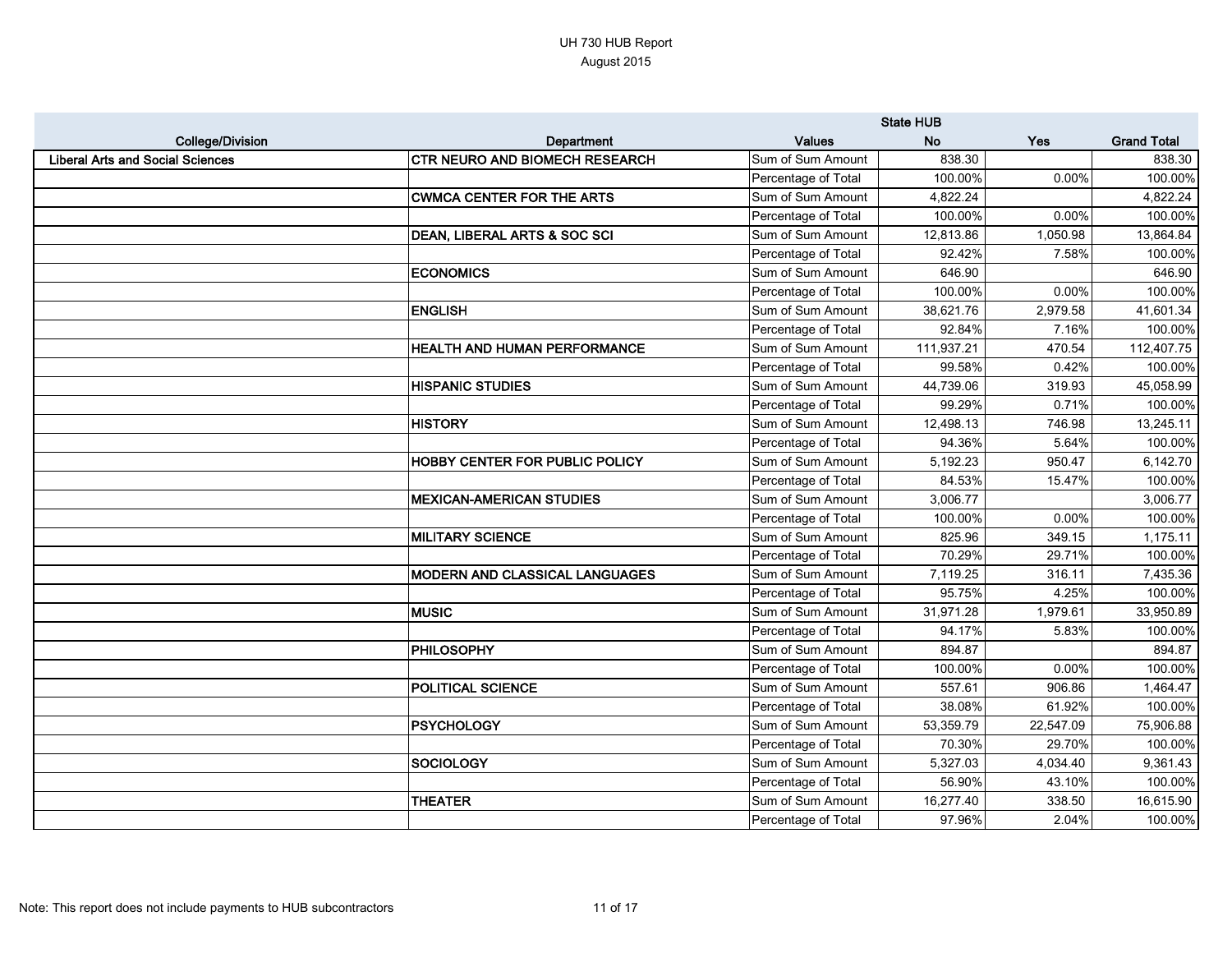UH 730 HUB Report
August 2015

| | | | State HUB | | |
|---|---|---|---|---|---|
| College/Division | Department | Values | No | Yes | Grand Total |
| Liberal Arts and Social Sciences | CTR NEURO AND BIOMECH RESEARCH | Sum of Sum Amount | 838.30 | | 838.30 |
| | | Percentage of Total | 100.00% | 0.00% | 100.00% |
| | CWMCA CENTER FOR THE ARTS | Sum of Sum Amount | 4,822.24 | | 4,822.24 |
| | | Percentage of Total | 100.00% | 0.00% | 100.00% |
| | DEAN, LIBERAL ARTS & SOC SCI | Sum of Sum Amount | 12,813.86 | 1,050.98 | 13,864.84 |
| | | Percentage of Total | 92.42% | 7.58% | 100.00% |
| | ECONOMICS | Sum of Sum Amount | 646.90 | | 646.90 |
| | | Percentage of Total | 100.00% | 0.00% | 100.00% |
| | ENGLISH | Sum of Sum Amount | 38,621.76 | 2,979.58 | 41,601.34 |
| | | Percentage of Total | 92.84% | 7.16% | 100.00% |
| | HEALTH AND HUMAN PERFORMANCE | Sum of Sum Amount | 111,937.21 | 470.54 | 112,407.75 |
| | | Percentage of Total | 99.58% | 0.42% | 100.00% |
| | HISPANIC STUDIES | Sum of Sum Amount | 44,739.06 | 319.93 | 45,058.99 |
| | | Percentage of Total | 99.29% | 0.71% | 100.00% |
| | HISTORY | Sum of Sum Amount | 12,498.13 | 746.98 | 13,245.11 |
| | | Percentage of Total | 94.36% | 5.64% | 100.00% |
| | HOBBY CENTER FOR PUBLIC POLICY | Sum of Sum Amount | 5,192.23 | 950.47 | 6,142.70 |
| | | Percentage of Total | 84.53% | 15.47% | 100.00% |
| | MEXICAN-AMERICAN STUDIES | Sum of Sum Amount | 3,006.77 | | 3,006.77 |
| | | Percentage of Total | 100.00% | 0.00% | 100.00% |
| | MILITARY SCIENCE | Sum of Sum Amount | 825.96 | 349.15 | 1,175.11 |
| | | Percentage of Total | 70.29% | 29.71% | 100.00% |
| | MODERN AND CLASSICAL LANGUAGES | Sum of Sum Amount | 7,119.25 | 316.11 | 7,435.36 |
| | | Percentage of Total | 95.75% | 4.25% | 100.00% |
| | MUSIC | Sum of Sum Amount | 31,971.28 | 1,979.61 | 33,950.89 |
| | | Percentage of Total | 94.17% | 5.83% | 100.00% |
| | PHILOSOPHY | Sum of Sum Amount | 894.87 | | 894.87 |
| | | Percentage of Total | 100.00% | 0.00% | 100.00% |
| | POLITICAL SCIENCE | Sum of Sum Amount | 557.61 | 906.86 | 1,464.47 |
| | | Percentage of Total | 38.08% | 61.92% | 100.00% |
| | PSYCHOLOGY | Sum of Sum Amount | 53,359.79 | 22,547.09 | 75,906.88 |
| | | Percentage of Total | 70.30% | 29.70% | 100.00% |
| | SOCIOLOGY | Sum of Sum Amount | 5,327.03 | 4,034.40 | 9,361.43 |
| | | Percentage of Total | 56.90% | 43.10% | 100.00% |
| | THEATER | Sum of Sum Amount | 16,277.40 | 338.50 | 16,615.90 |
| | | Percentage of Total | 97.96% | 2.04% | 100.00% |

Note: This report does not include payments to HUB subcontractors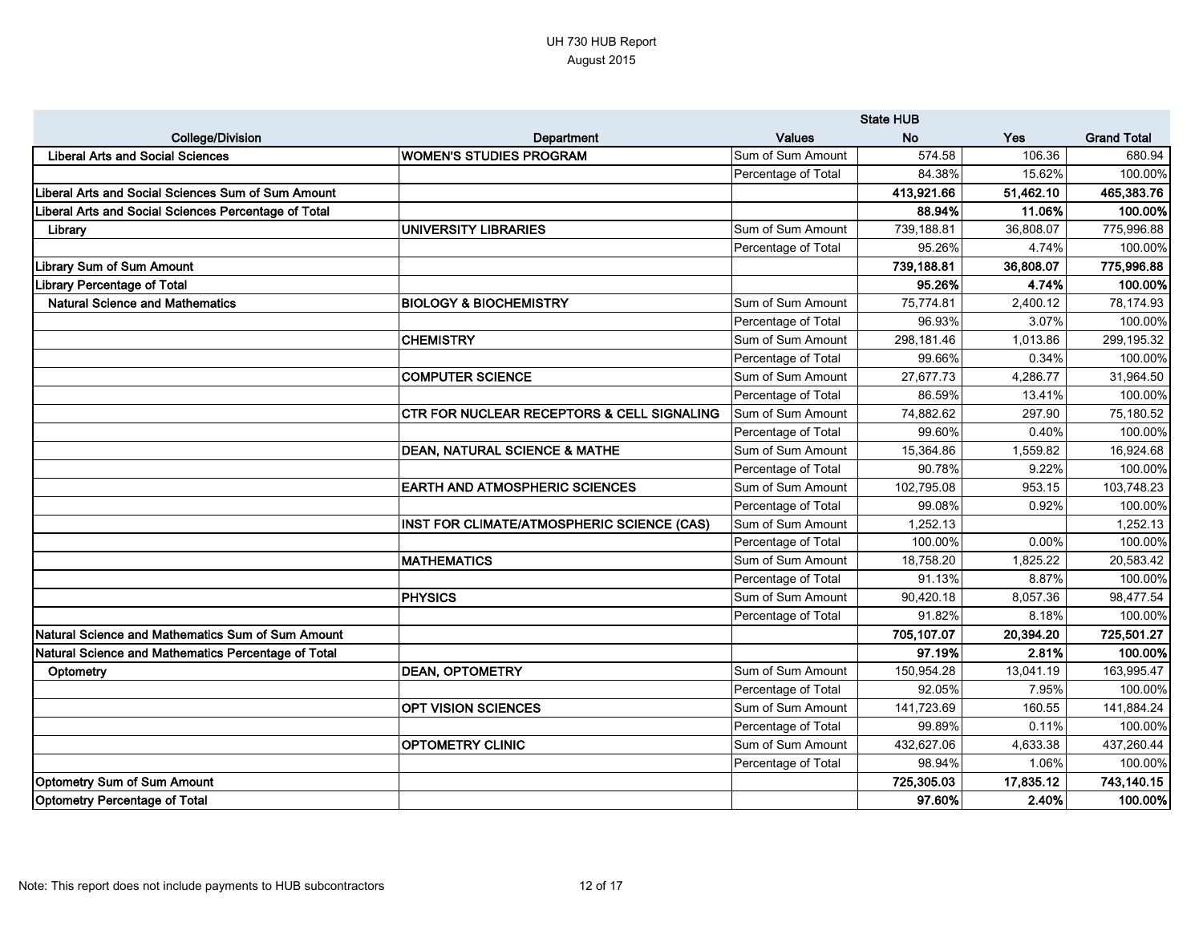UH 730 HUB Report
August 2015

| College/Division | Department | Values | State HUB No | Yes | Grand Total |
|---|---|---|---|---|---|
| Liberal Arts and Social Sciences | WOMEN'S STUDIES PROGRAM | Sum of Sum Amount | 574.58 | 106.36 | 680.94 |
| | | Percentage of Total | 84.38% | 15.62% | 100.00% |
| **Liberal Arts and Social Sciences Sum of Sum Amount** | | | **413,921.66** | **51,462.10** | **465,383.76** |
| **Liberal Arts and Social Sciences Percentage of Total** | | | **88.94%** | **11.06%** | **100.00%** |
| Library | UNIVERSITY LIBRARIES | Sum of Sum Amount | 739,188.81 | 36,808.07 | 775,996.88 |
| | | Percentage of Total | 95.26% | 4.74% | 100.00% |
| **Library Sum of Sum Amount** | | | **739,188.81** | **36,808.07** | **775,996.88** |
| **Library Percentage of Total** | | | **95.26%** | **4.74%** | **100.00%** |
| Natural Science and Mathematics | BIOLOGY & BIOCHEMISTRY | Sum of Sum Amount | 75,774.81 | 2,400.12 | 78,174.93 |
| | | Percentage of Total | 96.93% | 3.07% | 100.00% |
| | CHEMISTRY | Sum of Sum Amount | 298,181.46 | 1,013.86 | 299,195.32 |
| | | Percentage of Total | 99.66% | 0.34% | 100.00% |
| | COMPUTER SCIENCE | Sum of Sum Amount | 27,677.73 | 4,286.77 | 31,964.50 |
| | | Percentage of Total | 86.59% | 13.41% | 100.00% |
| | CTR FOR NUCLEAR RECEPTORS & CELL SIGNALING | Sum of Sum Amount | 74,882.62 | 297.90 | 75,180.52 |
| | | Percentage of Total | 99.60% | 0.40% | 100.00% |
| | DEAN, NATURAL SCIENCE & MATHE | Sum of Sum Amount | 15,364.86 | 1,559.82 | 16,924.68 |
| | | Percentage of Total | 90.78% | 9.22% | 100.00% |
| | EARTH AND ATMOSPHERIC SCIENCES | Sum of Sum Amount | 102,795.08 | 953.15 | 103,748.23 |
| | | Percentage of Total | 99.08% | 0.92% | 100.00% |
| | INST FOR CLIMATE/ATMOSPHERIC SCIENCE (CAS) | Sum of Sum Amount | 1,252.13 | | 1,252.13 |
| | | Percentage of Total | 100.00% | 0.00% | 100.00% |
| | MATHEMATICS | Sum of Sum Amount | 18,758.20 | 1,825.22 | 20,583.42 |
| | | Percentage of Total | 91.13% | 8.87% | 100.00% |
| | PHYSICS | Sum of Sum Amount | 90,420.18 | 8,057.36 | 98,477.54 |
| | | Percentage of Total | 91.82% | 8.18% | 100.00% |
| **Natural Science and Mathematics Sum of Sum Amount** | | | **705,107.07** | **20,394.20** | **725,501.27** |
| **Natural Science and Mathematics Percentage of Total** | | | **97.19%** | **2.81%** | **100.00%** |
| Optometry | DEAN, OPTOMETRY | Sum of Sum Amount | 150,954.28 | 13,041.19 | 163,995.47 |
| | | Percentage of Total | 92.05% | 7.95% | 100.00% |
| | OPT VISION SCIENCES | Sum of Sum Amount | 141,723.69 | 160.55 | 141,884.24 |
| | | Percentage of Total | 99.89% | 0.11% | 100.00% |
| | OPTOMETRY CLINIC | Sum of Sum Amount | 432,627.06 | 4,633.38 | 437,260.44 |
| | | Percentage of Total | 98.94% | 1.06% | 100.00% |
| **Optometry Sum of Sum Amount** | | | **725,305.03** | **17,835.12** | **743,140.15** |
| **Optometry Percentage of Total** | | | **97.60%** | **2.40%** | **100.00%** |

Note: This report does not include payments to HUB subcontractors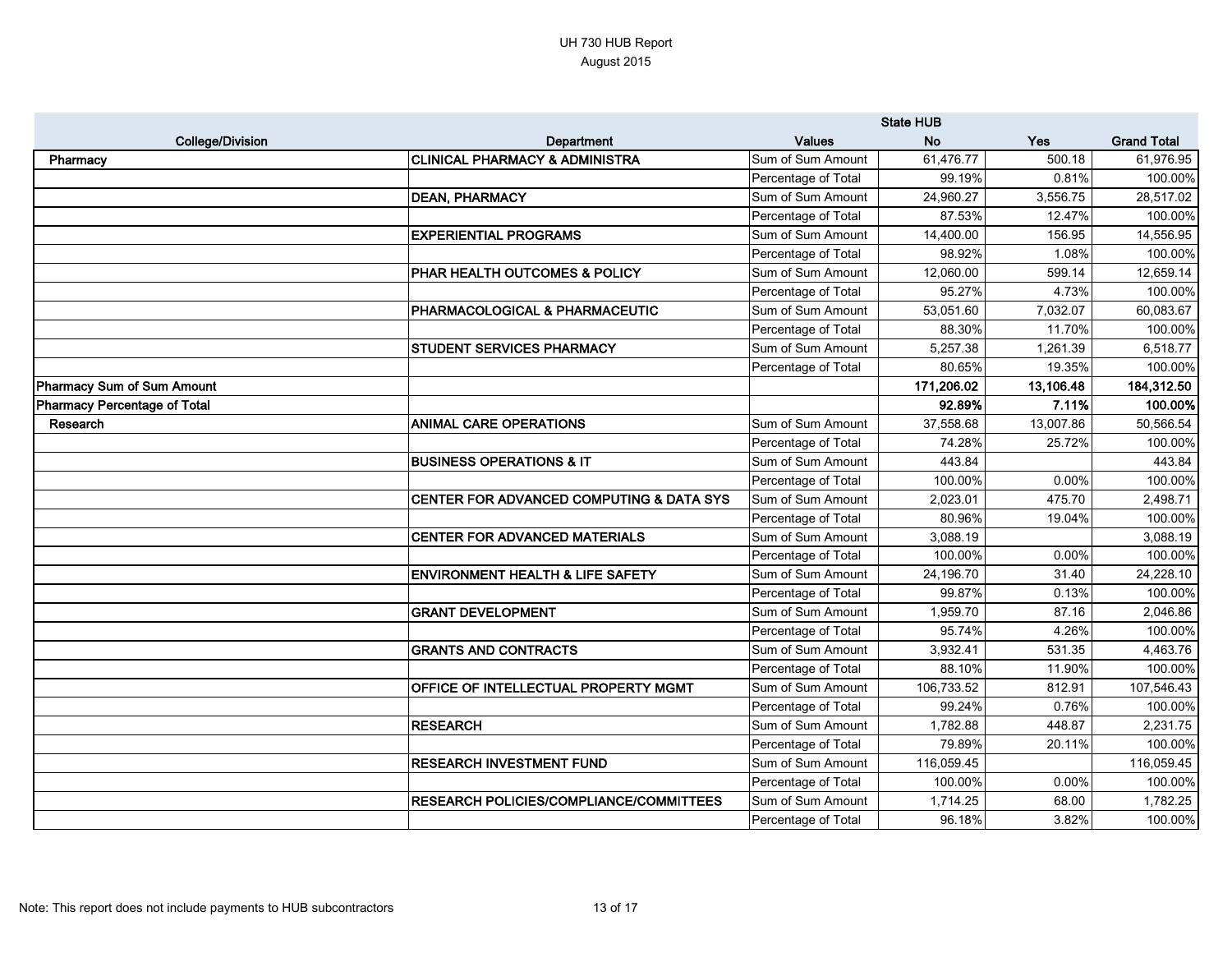# UH 730 HUB Report

August 2015

| College/Division | Department | Values | State HUB No | Yes | Grand Total |
|---|---|---|---|---|---|
| Pharmacy | CLINICAL PHARMACY & ADMINISTRA | Sum of Sum Amount | 61,476.77 | 500.18 | 61,976.95 |
| | | Percentage of Total | 99.19% | 0.81% | 100.00% |
| | DEAN, PHARMACY | Sum of Sum Amount | 24,960.27 | 3,556.75 | 28,517.02 |
| | | Percentage of Total | 87.53% | 12.47% | 100.00% |
| | EXPERIENTIAL PROGRAMS | Sum of Sum Amount | 14,400.00 | 156.95 | 14,556.95 |
| | | Percentage of Total | 98.92% | 1.08% | 100.00% |
| | PHAR HEALTH OUTCOMES & POLICY | Sum of Sum Amount | 12,060.00 | 599.14 | 12,659.14 |
| | | Percentage of Total | 95.27% | 4.73% | 100.00% |
| | PHARMACOLOGICAL & PHARMACEUTIC | Sum of Sum Amount | 53,051.60 | 7,032.07 | 60,083.67 |
| | | Percentage of Total | 88.30% | 11.70% | 100.00% |
| | STUDENT SERVICES PHARMACY | Sum of Sum Amount | 5,257.38 | 1,261.39 | 6,518.77 |
| | | Percentage of Total | 80.65% | 19.35% | 100.00% |
| **Pharmacy Sum of Sum Amount** | | | **171,206.02** | **13,106.48** | **184,312.50** |
| **Pharmacy Percentage of Total** | | | **92.89%** | **7.11%** | **100.00%** |
| Research | ANIMAL CARE OPERATIONS | Sum of Sum Amount | 37,558.68 | 13,007.86 | 50,566.54 |
| | | Percentage of Total | 74.28% | 25.72% | 100.00% |
| | BUSINESS OPERATIONS & IT | Sum of Sum Amount | 443.84 | | 443.84 |
| | | Percentage of Total | 100.00% | 0.00% | 100.00% |
| | CENTER FOR ADVANCED COMPUTING & DATA SYS | Sum of Sum Amount | 2,023.01 | 475.70 | 2,498.71 |
| | | Percentage of Total | 80.96% | 19.04% | 100.00% |
| | CENTER FOR ADVANCED MATERIALS | Sum of Sum Amount | 3,088.19 | | 3,088.19 |
| | | Percentage of Total | 100.00% | 0.00% | 100.00% |
| | ENVIRONMENT HEALTH & LIFE SAFETY | Sum of Sum Amount | 24,196.70 | 31.40 | 24,228.10 |
| | | Percentage of Total | 99.87% | 0.13% | 100.00% |
| | GRANT DEVELOPMENT | Sum of Sum Amount | 1,959.70 | 87.16 | 2,046.86 |
| | | Percentage of Total | 95.74% | 4.26% | 100.00% |
| | GRANTS AND CONTRACTS | Sum of Sum Amount | 3,932.41 | 531.35 | 4,463.76 |
| | | Percentage of Total | 88.10% | 11.90% | 100.00% |
| | OFFICE OF INTELLECTUAL PROPERTY MGMT | Sum of Sum Amount | 106,733.52 | 812.91 | 107,546.43 |
| | | Percentage of Total | 99.24% | 0.76% | 100.00% |
| | RESEARCH | Sum of Sum Amount | 1,782.88 | 448.87 | 2,231.75 |
| | | Percentage of Total | 79.89% | 20.11% | 100.00% |
| | RESEARCH INVESTMENT FUND | Sum of Sum Amount | 116,059.45 | | 116,059.45 |
| | | Percentage of Total | 100.00% | 0.00% | 100.00% |
| | RESEARCH POLICIES/COMPLIANCE/COMMITTEES | Sum of Sum Amount | 1,714.25 | 68.00 | 1,782.25 |
| | | Percentage of Total | 96.18% | 3.82% | 100.00% |

Note: This report does not include payments to HUB subcontractors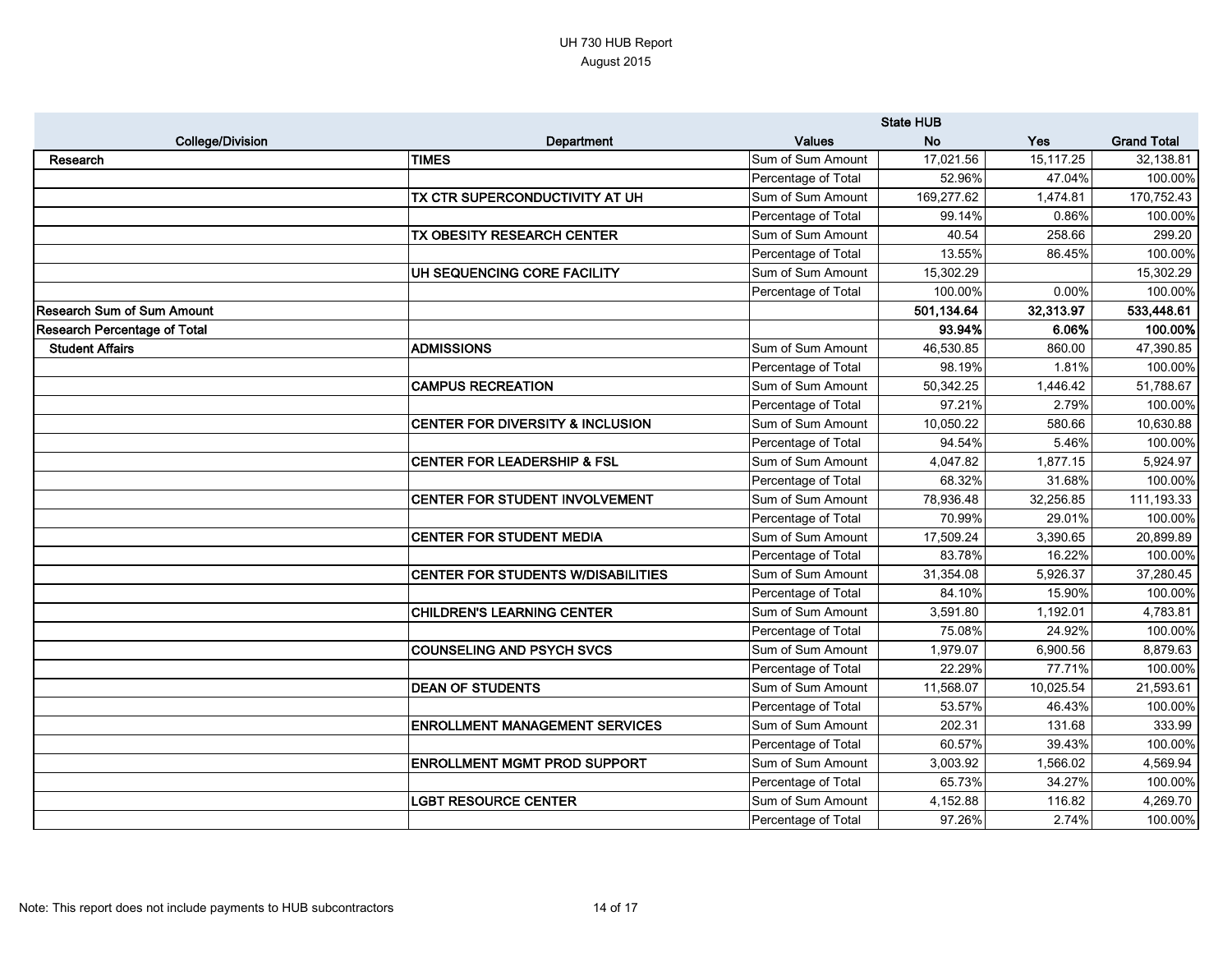UH 730 HUB Report
August 2015

| College/Division | Department | Values | State HUB No | Yes | Grand Total |
|---|---|---|---|---|---|
| **Research** | **TIMES** | Sum of Sum Amount | 17,021.56 | 15,117.25 | 32,138.81 |
| | | Percentage of Total | 52.96% | 47.04% | 100.00% |
| | **TX CTR SUPERCONDUCTIVITY AT UH** | Sum of Sum Amount | 169,277.62 | 1,474.81 | 170,752.43 |
| | | Percentage of Total | 99.14% | 0.86% | 100.00% |
| | **TX OBESITY RESEARCH CENTER** | Sum of Sum Amount | 40.54 | 258.66 | 299.20 |
| | | Percentage of Total | 13.55% | 86.45% | 100.00% |
| | **UH SEQUENCING CORE FACILITY** | Sum of Sum Amount | 15,302.29 | | 15,302.29 |
| | | Percentage of Total | 100.00% | 0.00% | 100.00% |
| **Research Sum of Sum Amount** | | | **501,134.64** | **32,313.97** | **533,448.61** |
| **Research Percentage of Total** | | | **93.94%** | **6.06%** | **100.00%** |
| **Student Affairs** | **ADMISSIONS** | Sum of Sum Amount | 46,530.85 | 860.00 | 47,390.85 |
| | | Percentage of Total | 98.19% | 1.81% | 100.00% |
| | **CAMPUS RECREATION** | Sum of Sum Amount | 50,342.25 | 1,446.42 | 51,788.67 |
| | | Percentage of Total | 97.21% | 2.79% | 100.00% |
| | **CENTER FOR DIVERSITY & INCLUSION** | Sum of Sum Amount | 10,050.22 | 580.66 | 10,630.88 |
| | | Percentage of Total | 94.54% | 5.46% | 100.00% |
| | **CENTER FOR LEADERSHIP & FSL** | Sum of Sum Amount | 4,047.82 | 1,877.15 | 5,924.97 |
| | | Percentage of Total | 68.32% | 31.68% | 100.00% |
| | **CENTER FOR STUDENT INVOLVEMENT** | Sum of Sum Amount | 78,936.48 | 32,256.85 | 111,193.33 |
| | | Percentage of Total | 70.99% | 29.01% | 100.00% |
| | **CENTER FOR STUDENT MEDIA** | Sum of Sum Amount | 17,509.24 | 3,390.65 | 20,899.89 |
| | | Percentage of Total | 83.78% | 16.22% | 100.00% |
| | **CENTER FOR STUDENTS W/DISABILITIES** | Sum of Sum Amount | 31,354.08 | 5,926.37 | 37,280.45 |
| | | Percentage of Total | 84.10% | 15.90% | 100.00% |
| | **CHILDREN'S LEARNING CENTER** | Sum of Sum Amount | 3,591.80 | 1,192.01 | 4,783.81 |
| | | Percentage of Total | 75.08% | 24.92% | 100.00% |
| | **COUNSELING AND PSYCH SVCS** | Sum of Sum Amount | 1,979.07 | 6,900.56 | 8,879.63 |
| | | Percentage of Total | 22.29% | 77.71% | 100.00% |
| | **DEAN OF STUDENTS** | Sum of Sum Amount | 11,568.07 | 10,025.54 | 21,593.61 |
| | | Percentage of Total | 53.57% | 46.43% | 100.00% |
| | **ENROLLMENT MANAGEMENT SERVICES** | Sum of Sum Amount | 202.31 | 131.68 | 333.99 |
| | | Percentage of Total | 60.57% | 39.43% | 100.00% |
| | **ENROLLMENT MGMT PROD SUPPORT** | Sum of Sum Amount | 3,003.92 | 1,566.02 | 4,569.94 |
| | | Percentage of Total | 65.73% | 34.27% | 100.00% |
| | **LGBT RESOURCE CENTER** | Sum of Sum Amount | 4,152.88 | 116.82 | 4,269.70 |
| | | Percentage of Total | 97.26% | 2.74% | 100.00% |

Note: This report does not include payments to HUB subcontractors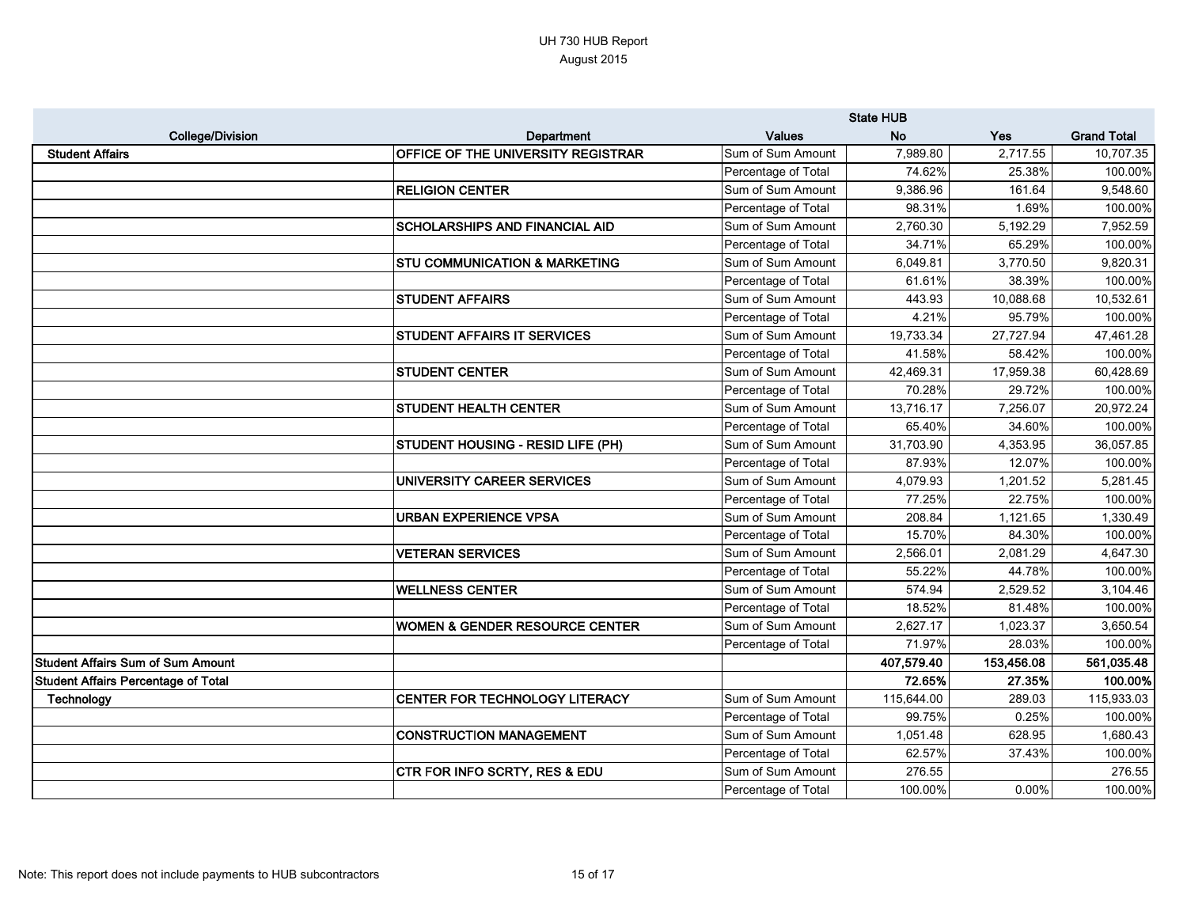UH 730 HUB Report

August 2015

| College/Division | Department | Values | State HUB No | Yes | Grand Total |
|---|---|---|---|---|---|
| **Student Affairs** | **OFFICE OF THE UNIVERSITY REGISTRAR** | Sum of Sum Amount | 7,989.80 | 2,717.55 | 10,707.35 |
| | | Percentage of Total | 74.62% | 25.38% | 100.00% |
| | **RELIGION CENTER** | Sum of Sum Amount | 9,386.96 | 161.64 | 9,548.60 |
| | | Percentage of Total | 98.31% | 1.69% | 100.00% |
| | **SCHOLARSHIPS AND FINANCIAL AID** | Sum of Sum Amount | 2,760.30 | 5,192.29 | 7,952.59 |
| | | Percentage of Total | 34.71% | 65.29% | 100.00% |
| | **STU COMMUNICATION & MARKETING** | Sum of Sum Amount | 6,049.81 | 3,770.50 | 9,820.31 |
| | | Percentage of Total | 61.61% | 38.39% | 100.00% |
| | **STUDENT AFFAIRS** | Sum of Sum Amount | 443.93 | 10,088.68 | 10,532.61 |
| | | Percentage of Total | 4.21% | 95.79% | 100.00% |
| | **STUDENT AFFAIRS IT SERVICES** | Sum of Sum Amount | 19,733.34 | 27,727.94 | 47,461.28 |
| | | Percentage of Total | 41.58% | 58.42% | 100.00% |
| | **STUDENT CENTER** | Sum of Sum Amount | 42,469.31 | 17,959.38 | 60,428.69 |
| | | Percentage of Total | 70.28% | 29.72% | 100.00% |
| | **STUDENT HEALTH CENTER** | Sum of Sum Amount | 13,716.17 | 7,256.07 | 20,972.24 |
| | | Percentage of Total | 65.40% | 34.60% | 100.00% |
| | **STUDENT HOUSING - RESID LIFE (PH)** | Sum of Sum Amount | 31,703.90 | 4,353.95 | 36,057.85 |
| | | Percentage of Total | 87.93% | 12.07% | 100.00% |
| | **UNIVERSITY CAREER SERVICES** | Sum of Sum Amount | 4,079.93 | 1,201.52 | 5,281.45 |
| | | Percentage of Total | 77.25% | 22.75% | 100.00% |
| | **URBAN EXPERIENCE VPSA** | Sum of Sum Amount | 208.84 | 1,121.65 | 1,330.49 |
| | | Percentage of Total | 15.70% | 84.30% | 100.00% |
| | **VETERAN SERVICES** | Sum of Sum Amount | 2,566.01 | 2,081.29 | 4,647.30 |
| | | Percentage of Total | 55.22% | 44.78% | 100.00% |
| | **WELLNESS CENTER** | Sum of Sum Amount | 574.94 | 2,529.52 | 3,104.46 |
| | | Percentage of Total | 18.52% | 81.48% | 100.00% |
| | **WOMEN & GENDER RESOURCE CENTER** | Sum of Sum Amount | 2,627.17 | 1,023.37 | 3,650.54 |
| | | Percentage of Total | 71.97% | 28.03% | 100.00% |
| **Student Affairs Sum of Sum Amount** | | | **407,579.40** | **153,456.08** | **561,035.48** |
| **Student Affairs Percentage of Total** | | | **72.65%** | **27.35%** | **100.00%** |
| **Technology** | **CENTER FOR TECHNOLOGY LITERACY** | Sum of Sum Amount | 115,644.00 | 289.03 | 115,933.03 |
| | | Percentage of Total | 99.75% | 0.25% | 100.00% |
| | **CONSTRUCTION MANAGEMENT** | Sum of Sum Amount | 1,051.48 | 628.95 | 1,680.43 |
| | | Percentage of Total | 62.57% | 37.43% | 100.00% |
| | **CTR FOR INFO SCRTY, RES & EDU** | Sum of Sum Amount | 276.55 | | 276.55 |
| | | Percentage of Total | 100.00% | 0.00% | 100.00% |

Note: This report does not include payments to HUB subcontractors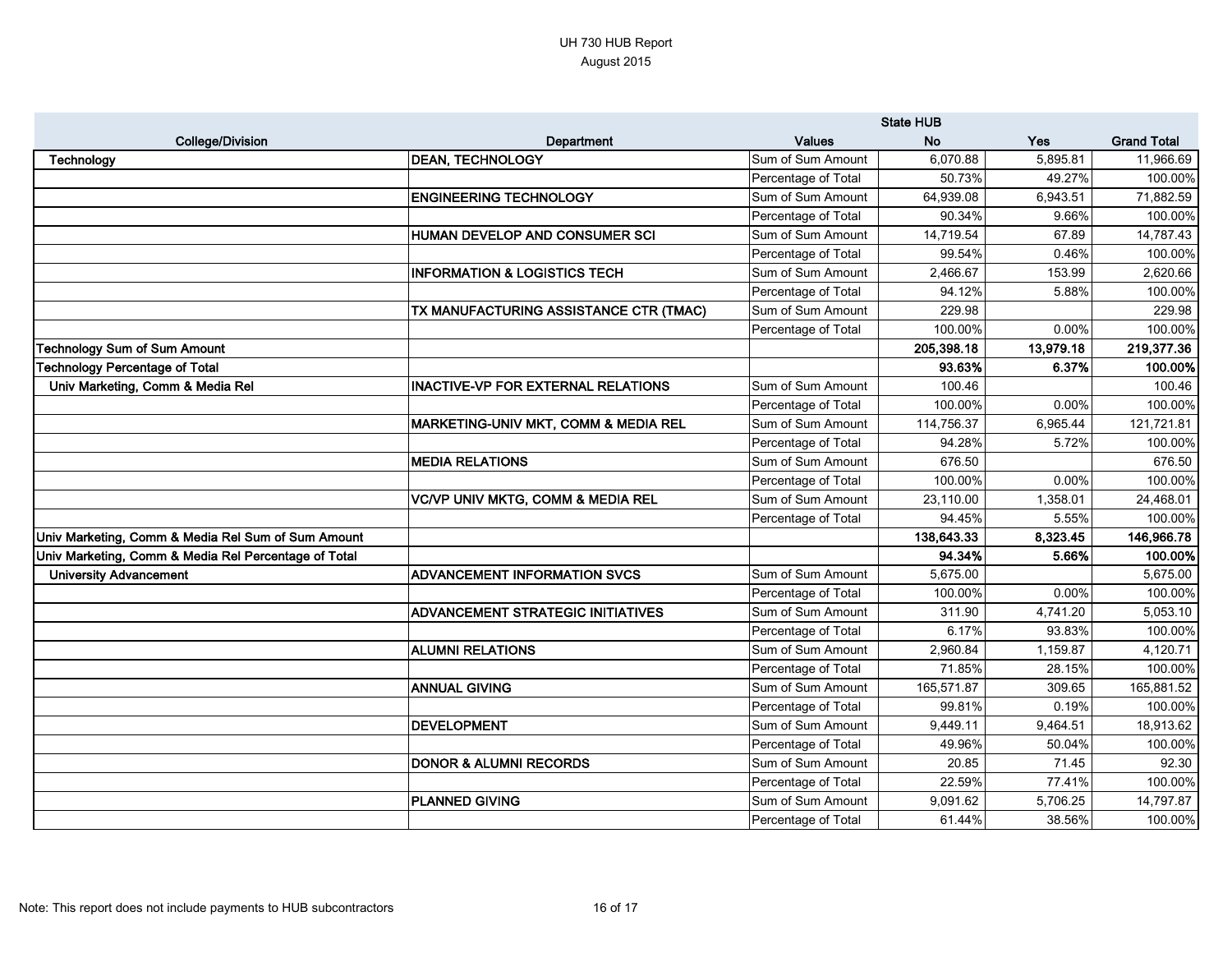UH 730 HUB Report
August 2015

| College/Division | Department | Values | State HUB No | Yes | Grand Total |
|---|---|---|---|---|---|
| **Technology** | **DEAN, TECHNOLOGY** | Sum of Sum Amount | 6,070.88 | 5,895.81 | 11,966.69 |
| | | Percentage of Total | 50.73% | 49.27% | 100.00% |
| | **ENGINEERING TECHNOLOGY** | Sum of Sum Amount | 64,939.08 | 6,943.51 | 71,882.59 |
| | | Percentage of Total | 90.34% | 9.66% | 100.00% |
| | **HUMAN DEVELOP AND CONSUMER SCI** | Sum of Sum Amount | 14,719.54 | 67.89 | 14,787.43 |
| | | Percentage of Total | 99.54% | 0.46% | 100.00% |
| | **INFORMATION & LOGISTICS TECH** | Sum of Sum Amount | 2,466.67 | 153.99 | 2,620.66 |
| | | Percentage of Total | 94.12% | 5.88% | 100.00% |
| | **TX MANUFACTURING ASSISTANCE CTR (TMAC)** | Sum of Sum Amount | 229.98 | | 229.98 |
| | | Percentage of Total | 100.00% | 0.00% | 100.00% |
| **Technology Sum of Sum Amount** | | | **205,398.18** | **13,979.18** | **219,377.36** |
| **Technology Percentage of Total** | | | **93.63%** | **6.37%** | **100.00%** |
| **Univ Marketing, Comm & Media Rel** | **INACTIVE-VP FOR EXTERNAL RELATIONS** | Sum of Sum Amount | 100.46 | | 100.46 |
| | | Percentage of Total | 100.00% | 0.00% | 100.00% |
| | **MARKETING-UNIV MKT, COMM & MEDIA REL** | Sum of Sum Amount | 114,756.37 | 6,965.44 | 121,721.81 |
| | | Percentage of Total | 94.28% | 5.72% | 100.00% |
| | **MEDIA RELATIONS** | Sum of Sum Amount | 676.50 | | 676.50 |
| | | Percentage of Total | 100.00% | 0.00% | 100.00% |
| | **VC/VP UNIV MKTG, COMM & MEDIA REL** | Sum of Sum Amount | 23,110.00 | 1,358.01 | 24,468.01 |
| | | Percentage of Total | 94.45% | 5.55% | 100.00% |
| **Univ Marketing, Comm & Media Rel Sum of Sum Amount** | | | **138,643.33** | **8,323.45** | **146,966.78** |
| **Univ Marketing, Comm & Media Rel Percentage of Total** | | | **94.34%** | **5.66%** | **100.00%** |
| **University Advancement** | **ADVANCEMENT INFORMATION SVCS** | Sum of Sum Amount | 5,675.00 | | 5,675.00 |
| | | Percentage of Total | 100.00% | 0.00% | 100.00% |
| | **ADVANCEMENT STRATEGIC INITIATIVES** | Sum of Sum Amount | 311.90 | 4,741.20 | 5,053.10 |
| | | Percentage of Total | 6.17% | 93.83% | 100.00% |
| | **ALUMNI RELATIONS** | Sum of Sum Amount | 2,960.84 | 1,159.87 | 4,120.71 |
| | | Percentage of Total | 71.85% | 28.15% | 100.00% |
| | **ANNUAL GIVING** | Sum of Sum Amount | 165,571.87 | 309.65 | 165,881.52 |
| | | Percentage of Total | 99.81% | 0.19% | 100.00% |
| | **DEVELOPMENT** | Sum of Sum Amount | 9,449.11 | 9,464.51 | 18,913.62 |
| | | Percentage of Total | 49.96% | 50.04% | 100.00% |
| | **DONOR & ALUMNI RECORDS** | Sum of Sum Amount | 20.85 | 71.45 | 92.30 |
| | | Percentage of Total | 22.59% | 77.41% | 100.00% |
| | **PLANNED GIVING** | Sum of Sum Amount | 9,091.62 | 5,706.25 | 14,797.87 |
| | | Percentage of Total | 61.44% | 38.56% | 100.00% |

Note: This report does not include payments to HUB subcontractors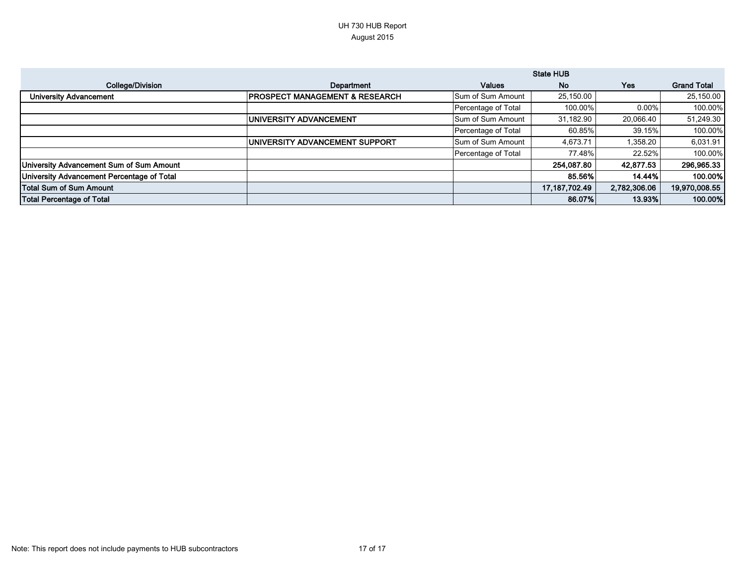UH 730 HUB Report
August 2015

| | | | State HUB | | |
|---|---|---|---|---|---|
| College/Division | Department | Values | No | Yes | Grand Total |
| University Advancement | PROSPECT MANAGEMENT & RESEARCH | Sum of Sum Amount | 25,150.00 | | 25,150.00 |
| | | Percentage of Total | 100.00% | 0.00% | 100.00% |
| | UNIVERSITY ADVANCEMENT | Sum of Sum Amount | 31,182.90 | 20,066.40 | 51,249.30 |
| | | Percentage of Total | 60.85% | 39.15% | 100.00% |
| | UNIVERSITY ADVANCEMENT SUPPORT | Sum of Sum Amount | 4,673.71 | 1,358.20 | 6,031.91 |
| | | Percentage of Total | 77.48% | 22.52% | 100.00% |
| **University Advancement Sum of Sum Amount** | | | **254,087.80** | **42,877.53** | **296,965.33** |
| **University Advancement Percentage of Total** | | | **85.56%** | **14.44%** | **100.00%** |
| **Total Sum of Sum Amount** | | | **17,187,702.49** | **2,782,306.06** | **19,970,008.55** |
| **Total Percentage of Total** | | | **86.07%** | **13.93%** | **100.00%** |

Note: This report does not include payments to HUB subcontractors